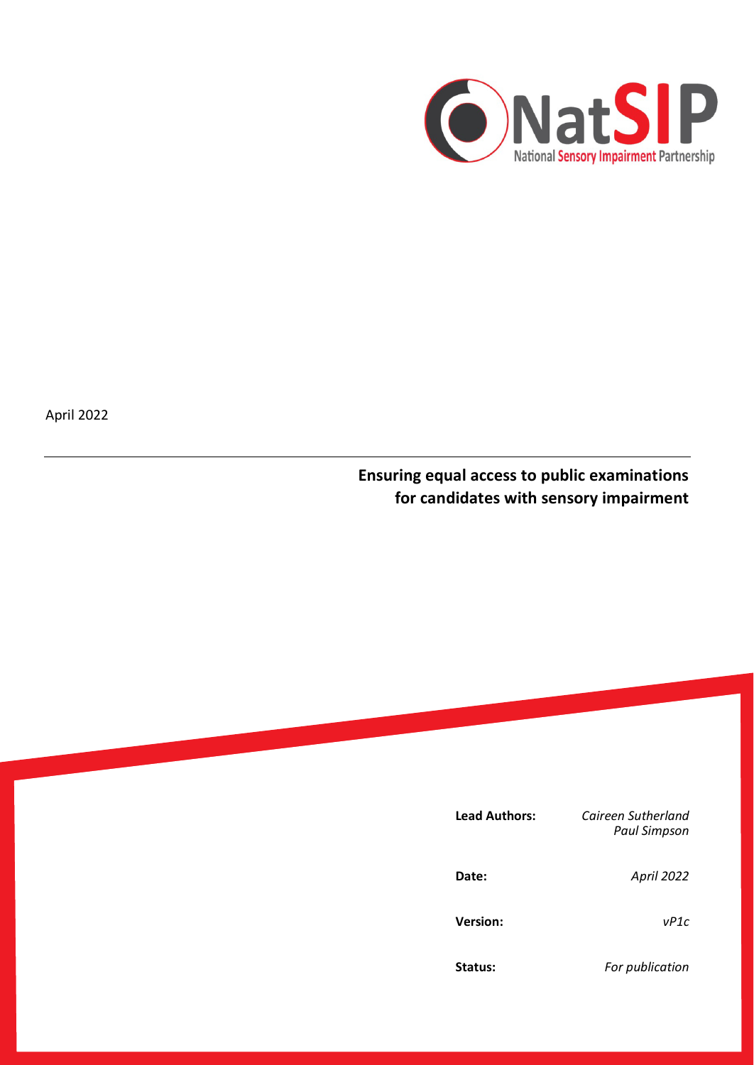NatSIP

National Sensory Impairment Partnership

April 2022

# Ensuring equal access to public examinations for candidates with sensory impairment

| | |
|---|---|
| **Lead Authors:** | *Caireen Sutherland* *Paul Simpson* |
| **Date:** | *April 2022* |
| **Version:** | *vP1c* |
| **Status:** | *For publication* |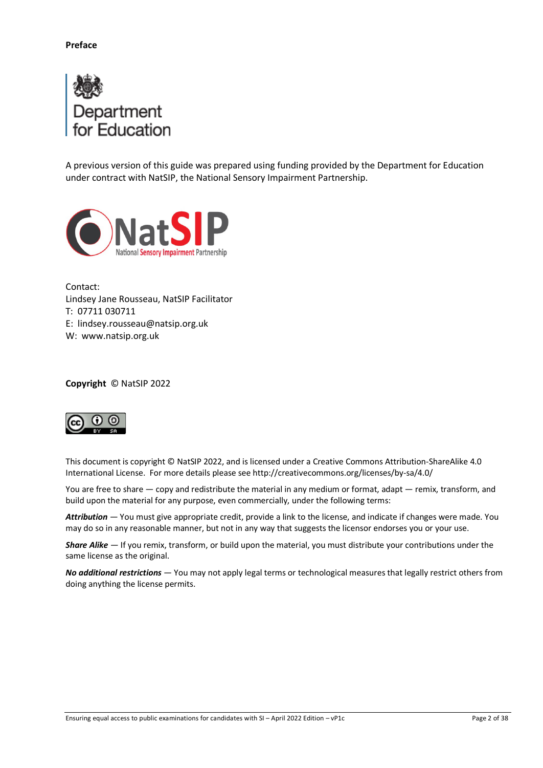**Preface**

A previous version of this guide was prepared using funding provided by the Department for Education under contract with NatSIP, the National Sensory Impairment Partnership.

Contact:
Lindsey Jane Rousseau, NatSIP Facilitator
T: 07711 030711
E: lindsey.rousseau@natsip.org.uk
W: www.natsip.org.uk

**Copyright** © NatSIP 2022

This document is copyright © NatSIP 2022, and is licensed under a Creative Commons Attribution-ShareAlike 4.0 International License. For more details please see http://creativecommons.org/licenses/by-sa/4.0/

You are free to share — copy and redistribute the material in any medium or format, adapt — remix, transform, and build upon the material for any purpose, even commercially, under the following terms:

***Attribution*** — You must give appropriate credit, provide a link to the license, and indicate if changes were made. You may do so in any reasonable manner, but not in any way that suggests the licensor endorses you or your use.

***Share Alike*** — If you remix, transform, or build upon the material, you must distribute your contributions under the same license as the original.

***No additional restrictions*** — You may not apply legal terms or technological measures that legally restrict others from doing anything the license permits.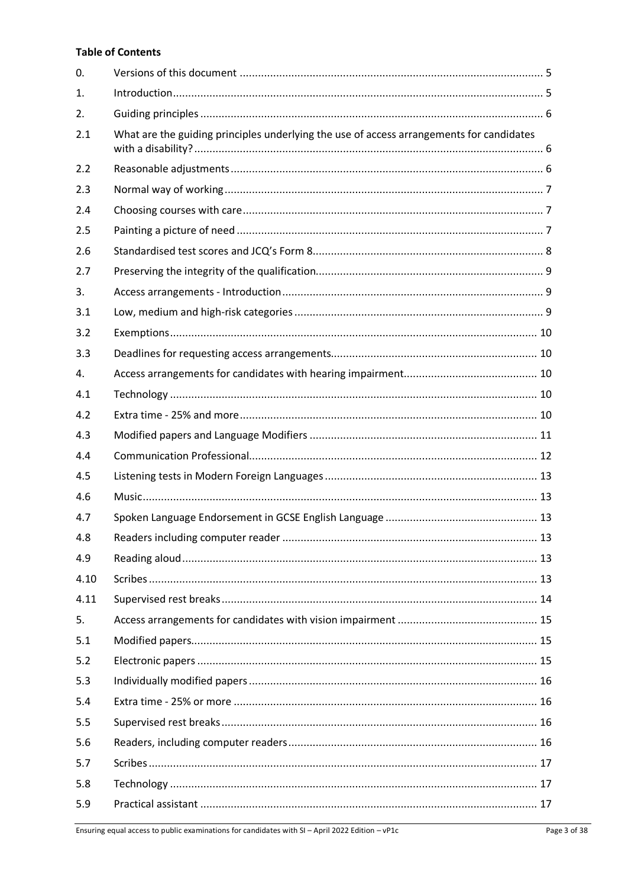**Table of Contents**

| | | |
|---|---|---|
| 0. | Versions of this document | 5 |
| 1. | Introduction | 5 |
| 2. | Guiding principles | 6 |
| 2.1 | What are the guiding principles underlying the use of access arrangements for candidates with a disability? | 6 |
| 2.2 | Reasonable adjustments | 6 |
| 2.3 | Normal way of working | 7 |
| 2.4 | Choosing courses with care | 7 |
| 2.5 | Painting a picture of need | 7 |
| 2.6 | Standardised test scores and JCQ's Form 8 | 8 |
| 2.7 | Preserving the integrity of the qualification | 9 |
| 3. | Access arrangements - Introduction | 9 |
| 3.1 | Low, medium and high-risk categories | 9 |
| 3.2 | Exemptions | 10 |
| 3.3 | Deadlines for requesting access arrangements | 10 |
| 4. | Access arrangements for candidates with hearing impairment | 10 |
| 4.1 | Technology | 10 |
| 4.2 | Extra time - 25% and more | 10 |
| 4.3 | Modified papers and Language Modifiers | 11 |
| 4.4 | Communication Professional | 12 |
| 4.5 | Listening tests in Modern Foreign Languages | 13 |
| 4.6 | Music | 13 |
| 4.7 | Spoken Language Endorsement in GCSE English Language | 13 |
| 4.8 | Readers including computer reader | 13 |
| 4.9 | Reading aloud | 13 |
| 4.10 | Scribes | 13 |
| 4.11 | Supervised rest breaks | 14 |
| 5. | Access arrangements for candidates with vision impairment | 15 |
| 5.1 | Modified papers | 15 |
| 5.2 | Electronic papers | 15 |
| 5.3 | Individually modified papers | 16 |
| 5.4 | Extra time - 25% or more | 16 |
| 5.5 | Supervised rest breaks | 16 |
| 5.6 | Readers, including computer readers | 16 |
| 5.7 | Scribes | 17 |
| 5.8 | Technology | 17 |
| 5.9 | Practical assistant | 17 |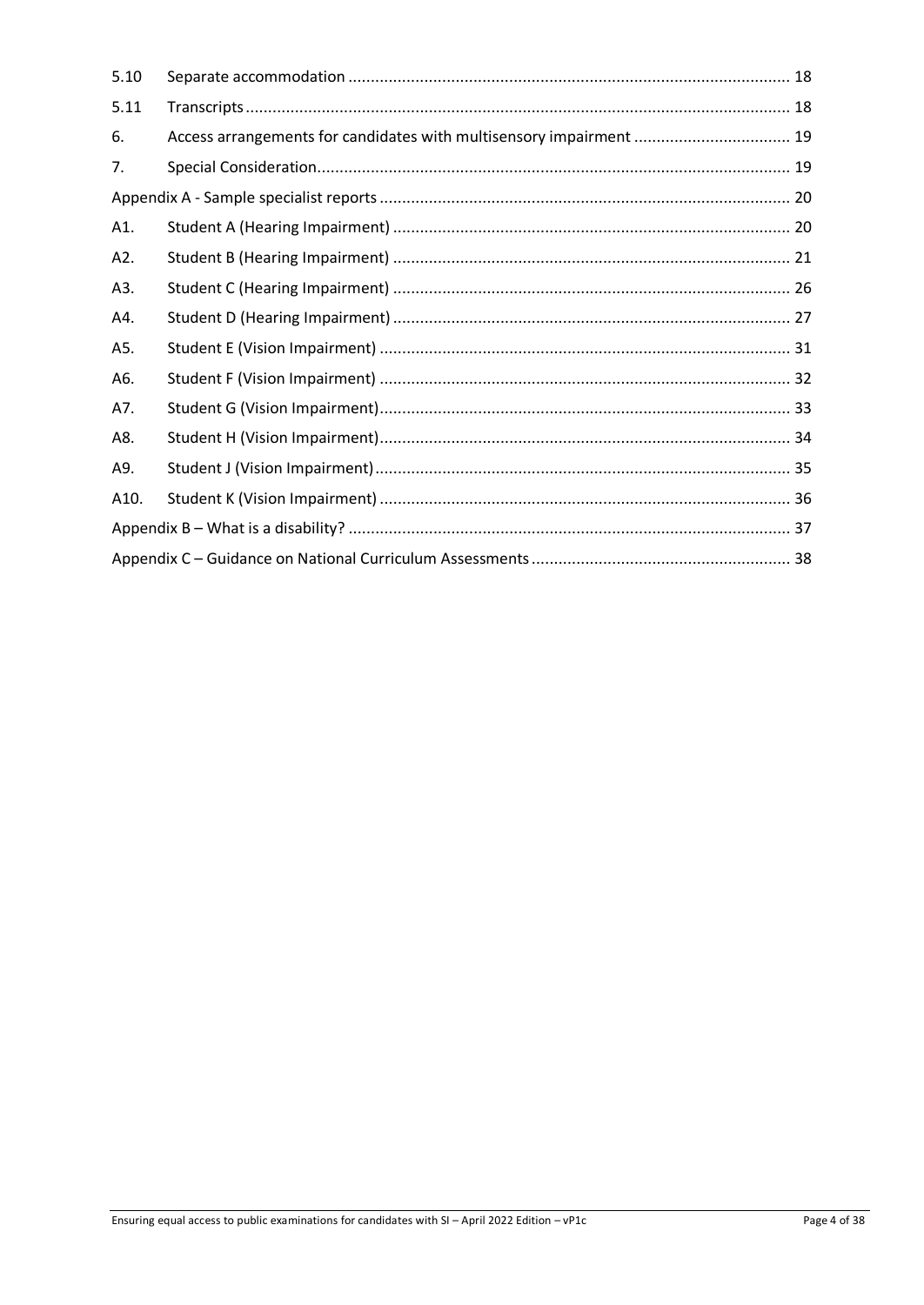| | | |
|---|---|---|
| 5.10 | Separate accommodation | 18 |
| 5.11 | Transcripts | 18 |
| 6. | Access arrangements for candidates with multisensory impairment | 19 |
| 7. | Special Consideration | 19 |
| Appendix A - Sample specialist reports | | 20 |
| A1. | Student A (Hearing Impairment) | 20 |
| A2. | Student B (Hearing Impairment) | 21 |
| A3. | Student C (Hearing Impairment) | 26 |
| A4. | Student D (Hearing Impairment) | 27 |
| A5. | Student E (Vision Impairment) | 31 |
| A6. | Student F (Vision Impairment) | 32 |
| A7. | Student G (Vision Impairment) | 33 |
| A8. | Student H (Vision Impairment) | 34 |
| A9. | Student J (Vision Impairment) | 35 |
| A10. | Student K (Vision Impairment) | 36 |
| Appendix B – What is a disability? | | 37 |
| Appendix C – Guidance on National Curriculum Assessments | | 38 |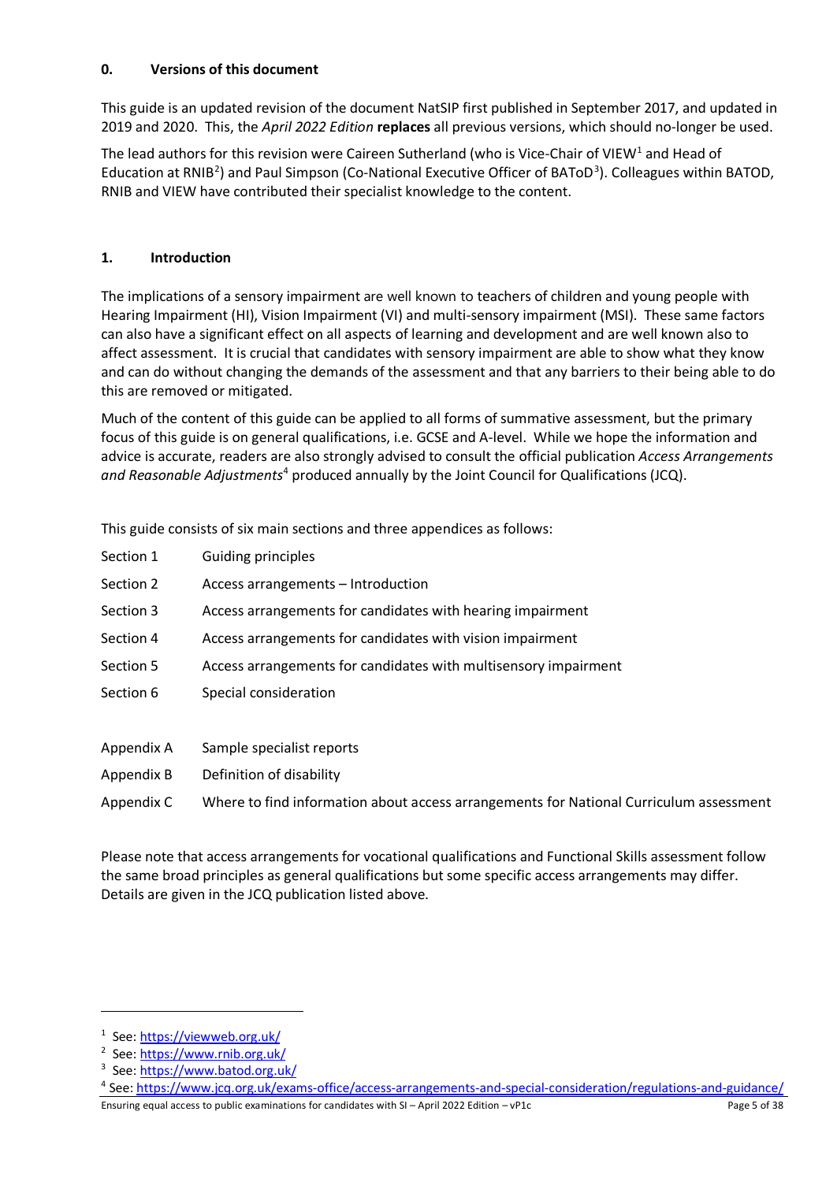## 0. Versions of this document

This guide is an updated revision of the document NatSIP first published in September 2017, and updated in 2019 and 2020. This, the *April 2022 Edition* **replaces** all previous versions, which should no-longer be used.

The lead authors for this revision were Caireen Sutherland (who is Vice-Chair of VIEW[1] and Head of Education at RNIB[2]) and Paul Simpson (Co-National Executive Officer of BAToD[3]). Colleagues within BATOD, RNIB and VIEW have contributed their specialist knowledge to the content.

## 1. Introduction

The implications of a sensory impairment are well known to teachers of children and young people with Hearing Impairment (HI), Vision Impairment (VI) and multi-sensory impairment (MSI). These same factors can also have a significant effect on all aspects of learning and development and are well known also to affect assessment. It is crucial that candidates with sensory impairment are able to show what they know and can do without changing the demands of the assessment and that any barriers to their being able to do this are removed or mitigated.

Much of the content of this guide can be applied to all forms of summative assessment, but the primary focus of this guide is on general qualifications, i.e. GCSE and A-level. While we hope the information and advice is accurate, readers are also strongly advised to consult the official publication *Access Arrangements and Reasonable Adjustments*[4] produced annually by the Joint Council for Qualifications (JCQ).

This guide consists of six main sections and three appendices as follows:

| | |
|---|---|
| Section 1 | Guiding principles |
| Section 2 | Access arrangements – Introduction |
| Section 3 | Access arrangements for candidates with hearing impairment |
| Section 4 | Access arrangements for candidates with vision impairment |
| Section 5 | Access arrangements for candidates with multisensory impairment |
| Section 6 | Special consideration |
| Appendix A | Sample specialist reports |
| Appendix B | Definition of disability |
| Appendix C | Where to find information about access arrangements for National Curriculum assessment |

Please note that access arrangements for vocational qualifications and Functional Skills assessment follow the same broad principles as general qualifications but some specific access arrangements may differ. Details are given in the JCQ publication listed above.

---

[1] See: https://viewweb.org.uk/

[2] See: https://www.rnib.org.uk/

[3] See: https://www.batod.org.uk/

[4] See: https://www.jcq.org.uk/exams-office/access-arrangements-and-special-consideration/regulations-and-guidance/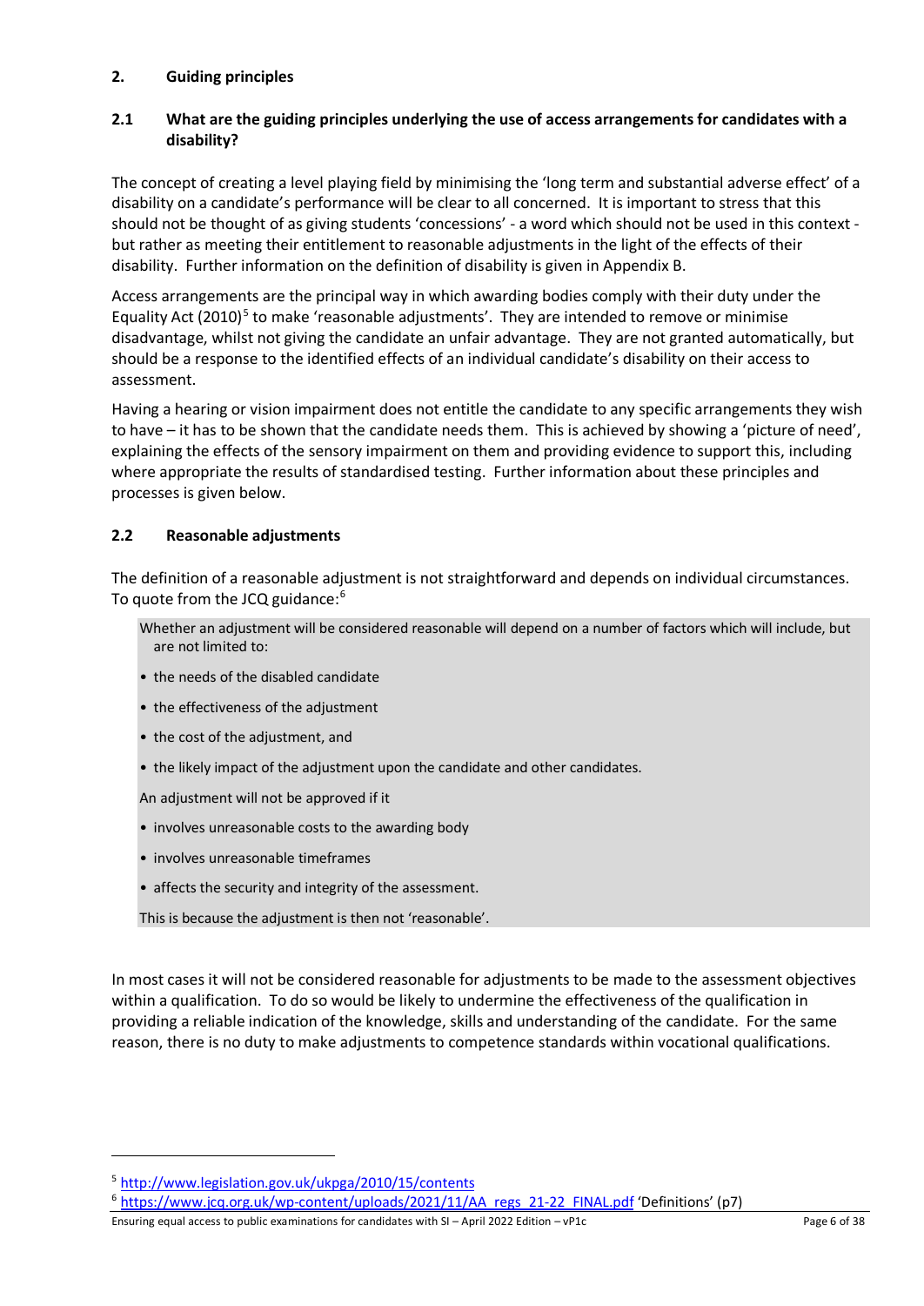## 2. Guiding principles

### 2.1 What are the guiding principles underlying the use of access arrangements for candidates with a disability?

The concept of creating a level playing field by minimising the 'long term and substantial adverse effect' of a disability on a candidate's performance will be clear to all concerned. It is important to stress that this should not be thought of as giving students 'concessions' - a word which should not be used in this context - but rather as meeting their entitlement to reasonable adjustments in the light of the effects of their disability. Further information on the definition of disability is given in Appendix B.

Access arrangements are the principal way in which awarding bodies comply with their duty under the Equality Act (2010)[5] to make 'reasonable adjustments'. They are intended to remove or minimise disadvantage, whilst not giving the candidate an unfair advantage. They are not granted automatically, but should be a response to the identified effects of an individual candidate's disability on their access to assessment.

Having a hearing or vision impairment does not entitle the candidate to any specific arrangements they wish to have – it has to be shown that the candidate needs them. This is achieved by showing a 'picture of need', explaining the effects of the sensory impairment on them and providing evidence to support this, including where appropriate the results of standardised testing. Further information about these principles and processes is given below.

### 2.2 Reasonable adjustments

The definition of a reasonable adjustment is not straightforward and depends on individual circumstances. To quote from the JCQ guidance:[6]

> Whether an adjustment will be considered reasonable will depend on a number of factors which will include, but are not limited to:
>
> - the needs of the disabled candidate
> - the effectiveness of the adjustment
> - the cost of the adjustment, and
> - the likely impact of the adjustment upon the candidate and other candidates.
>
> An adjustment will not be approved if it
>
> - involves unreasonable costs to the awarding body
> - involves unreasonable timeframes
> - affects the security and integrity of the assessment.
>
> This is because the adjustment is then not 'reasonable'.

In most cases it will not be considered reasonable for adjustments to be made to the assessment objectives within a qualification. To do so would be likely to undermine the effectiveness of the qualification in providing a reliable indication of the knowledge, skills and understanding of the candidate. For the same reason, there is no duty to make adjustments to competence standards within vocational qualifications.

---

[5] http://www.legislation.gov.uk/ukpga/2010/15/contents

[6] https://www.jcq.org.uk/wp-content/uploads/2021/11/AA_regs_21-22_FINAL.pdf 'Definitions' (p7)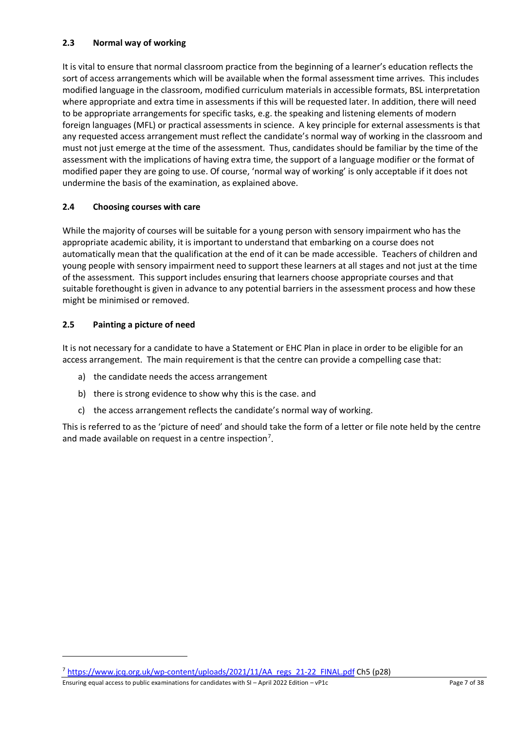### 2.3 Normal way of working

It is vital to ensure that normal classroom practice from the beginning of a learner's education reflects the sort of access arrangements which will be available when the formal assessment time arrives. This includes modified language in the classroom, modified curriculum materials in accessible formats, BSL interpretation where appropriate and extra time in assessments if this will be requested later. In addition, there will need to be appropriate arrangements for specific tasks, e.g. the speaking and listening elements of modern foreign languages (MFL) or practical assessments in science. A key principle for external assessments is that any requested access arrangement must reflect the candidate's normal way of working in the classroom and must not just emerge at the time of the assessment. Thus, candidates should be familiar by the time of the assessment with the implications of having extra time, the support of a language modifier or the format of modified paper they are going to use. Of course, 'normal way of working' is only acceptable if it does not undermine the basis of the examination, as explained above.

### 2.4 Choosing courses with care

While the majority of courses will be suitable for a young person with sensory impairment who has the appropriate academic ability, it is important to understand that embarking on a course does not automatically mean that the qualification at the end of it can be made accessible. Teachers of children and young people with sensory impairment need to support these learners at all stages and not just at the time of the assessment. This support includes ensuring that learners choose appropriate courses and that suitable forethought is given in advance to any potential barriers in the assessment process and how these might be minimised or removed.

### 2.5 Painting a picture of need

It is not necessary for a candidate to have a Statement or EHC Plan in place in order to be eligible for an access arrangement. The main requirement is that the centre can provide a compelling case that:

a) the candidate needs the access arrangement
b) there is strong evidence to show why this is the case. and
c) the access arrangement reflects the candidate's normal way of working.

This is referred to as the 'picture of need' and should take the form of a letter or file note held by the centre and made available on request in a centre inspection[7].

---

[7] https://www.jcq.org.uk/wp-content/uploads/2021/11/AA_regs_21-22_FINAL.pdf Ch5 (p28)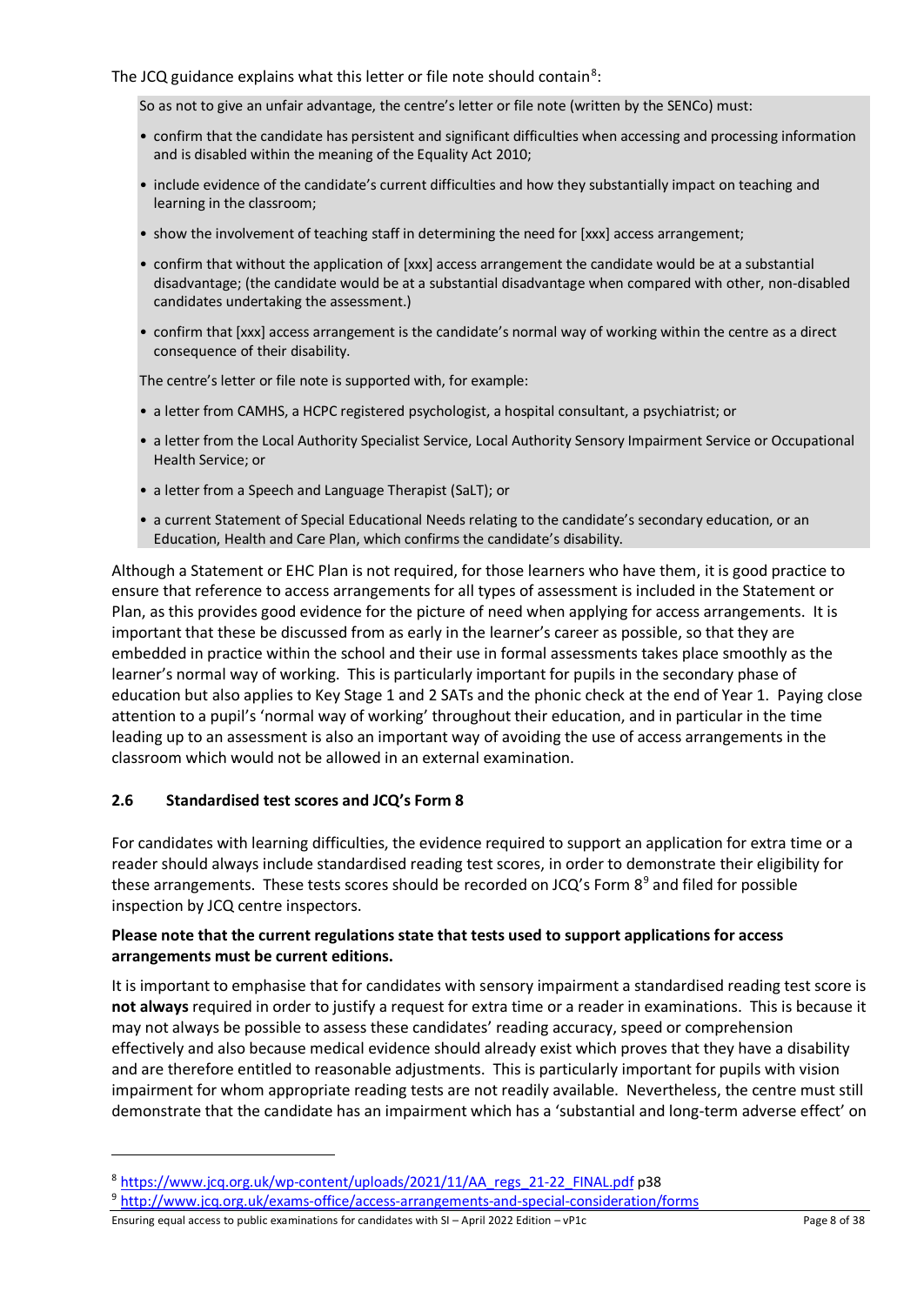The JCQ guidance explains what this letter or file note should contain[8]:

> So as not to give an unfair advantage, the centre's letter or file note (written by the SENCo) must:
>
> - confirm that the candidate has persistent and significant difficulties when accessing and processing information and is disabled within the meaning of the Equality Act 2010;
> - include evidence of the candidate's current difficulties and how they substantially impact on teaching and learning in the classroom;
> - show the involvement of teaching staff in determining the need for [xxx] access arrangement;
> - confirm that without the application of [xxx] access arrangement the candidate would be at a substantial disadvantage; (the candidate would be at a substantial disadvantage when compared with other, non-disabled candidates undertaking the assessment.)
> - confirm that [xxx] access arrangement is the candidate's normal way of working within the centre as a direct consequence of their disability.
>
> The centre's letter or file note is supported with, for example:
>
> - a letter from CAMHS, a HCPC registered psychologist, a hospital consultant, a psychiatrist; or
> - a letter from the Local Authority Specialist Service, Local Authority Sensory Impairment Service or Occupational Health Service; or
> - a letter from a Speech and Language Therapist (SaLT); or
> - a current Statement of Special Educational Needs relating to the candidate's secondary education, or an Education, Health and Care Plan, which confirms the candidate's disability.

Although a Statement or EHC Plan is not required, for those learners who have them, it is good practice to ensure that reference to access arrangements for all types of assessment is included in the Statement or Plan, as this provides good evidence for the picture of need when applying for access arrangements. It is important that these be discussed from as early in the learner's career as possible, so that they are embedded in practice within the school and their use in formal assessments takes place smoothly as the learner's normal way of working. This is particularly important for pupils in the secondary phase of education but also applies to Key Stage 1 and 2 SATs and the phonic check at the end of Year 1. Paying close attention to a pupil's 'normal way of working' throughout their education, and in particular in the time leading up to an assessment is also an important way of avoiding the use of access arrangements in the classroom which would not be allowed in an external examination.

## 2.6 Standardised test scores and JCQ's Form 8

For candidates with learning difficulties, the evidence required to support an application for extra time or a reader should always include standardised reading test scores, in order to demonstrate their eligibility for these arrangements. These tests scores should be recorded on JCQ's Form 8[9] and filed for possible inspection by JCQ centre inspectors.

**Please note that the current regulations state that tests used to support applications for access arrangements must be current editions.**

It is important to emphasise that for candidates with sensory impairment a standardised reading test score is **not always** required in order to justify a request for extra time or a reader in examinations. This is because it may not always be possible to assess these candidates' reading accuracy, speed or comprehension effectively and also because medical evidence should already exist which proves that they have a disability and are therefore entitled to reasonable adjustments. This is particularly important for pupils with vision impairment for whom appropriate reading tests are not readily available. Nevertheless, the centre must still demonstrate that the candidate has an impairment which has a 'substantial and long-term adverse effect' on

---

[8] https://www.jcq.org.uk/wp-content/uploads/2021/11/AA_regs_21-22_FINAL.pdf p38

[9] http://www.jcq.org.uk/exams-office/access-arrangements-and-special-consideration/forms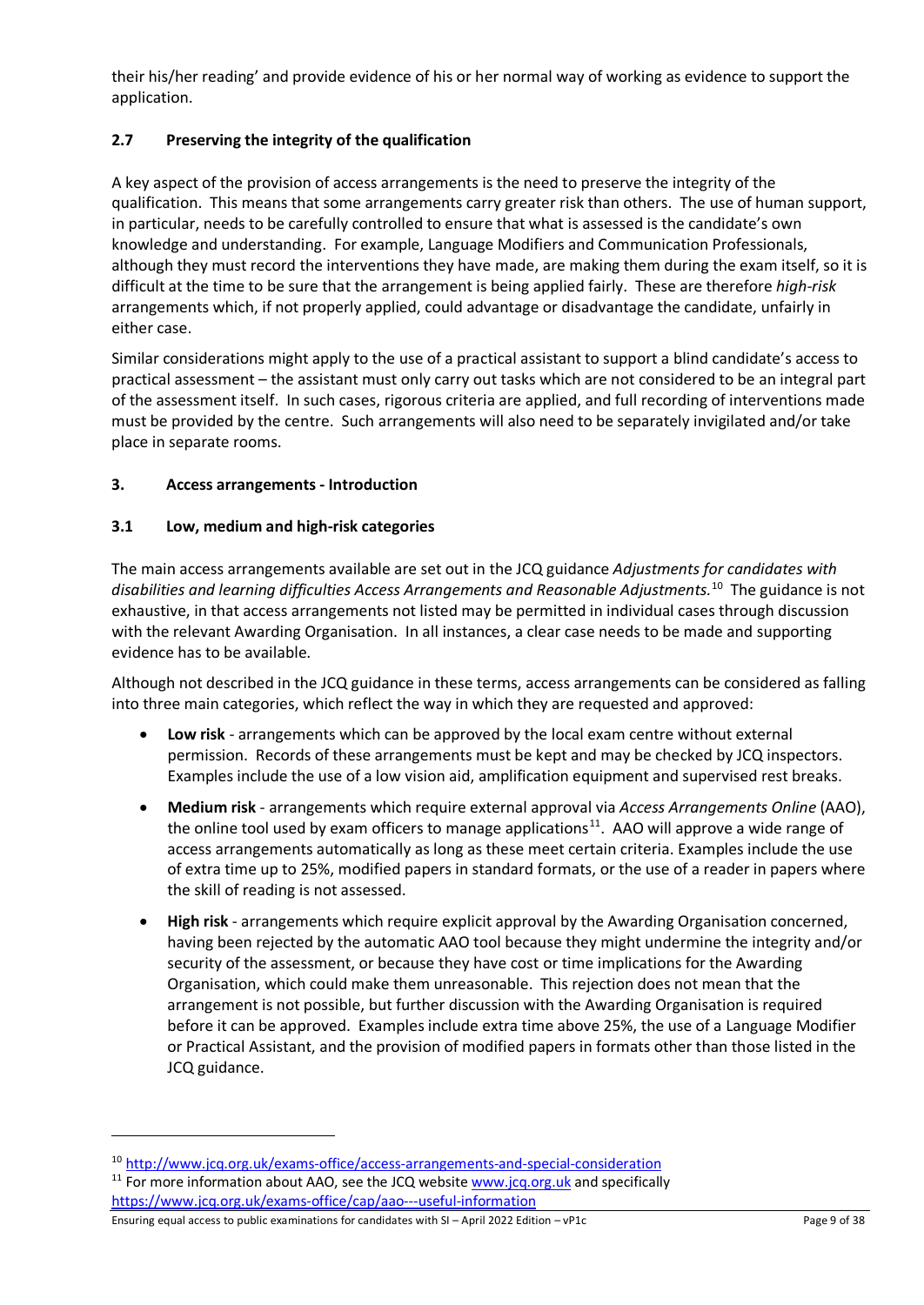their his/her reading' and provide evidence of his or her normal way of working as evidence to support the application.

### 2.7 Preserving the integrity of the qualification

A key aspect of the provision of access arrangements is the need to preserve the integrity of the qualification. This means that some arrangements carry greater risk than others. The use of human support, in particular, needs to be carefully controlled to ensure that what is assessed is the candidate's own knowledge and understanding. For example, Language Modifiers and Communication Professionals, although they must record the interventions they have made, are making them during the exam itself, so it is difficult at the time to be sure that the arrangement is being applied fairly. These are therefore *high-risk* arrangements which, if not properly applied, could advantage or disadvantage the candidate, unfairly in either case.

Similar considerations might apply to the use of a practical assistant to support a blind candidate's access to practical assessment – the assistant must only carry out tasks which are not considered to be an integral part of the assessment itself. In such cases, rigorous criteria are applied, and full recording of interventions made must be provided by the centre. Such arrangements will also need to be separately invigilated and/or take place in separate rooms.

## 3. Access arrangements - Introduction

### 3.1 Low, medium and high-risk categories

The main access arrangements available are set out in the JCQ guidance *Adjustments for candidates with disabilities and learning difficulties Access Arrangements and Reasonable Adjustments.*[10] The guidance is not exhaustive, in that access arrangements not listed may be permitted in individual cases through discussion with the relevant Awarding Organisation. In all instances, a clear case needs to be made and supporting evidence has to be available.

Although not described in the JCQ guidance in these terms, access arrangements can be considered as falling into three main categories, which reflect the way in which they are requested and approved:

- **Low risk** - arrangements which can be approved by the local exam centre without external permission. Records of these arrangements must be kept and may be checked by JCQ inspectors. Examples include the use of a low vision aid, amplification equipment and supervised rest breaks.
- **Medium risk** - arrangements which require external approval via *Access Arrangements Online* (AAO), the online tool used by exam officers to manage applications[11]. AAO will approve a wide range of access arrangements automatically as long as these meet certain criteria. Examples include the use of extra time up to 25%, modified papers in standard formats, or the use of a reader in papers where the skill of reading is not assessed.
- **High risk** - arrangements which require explicit approval by the Awarding Organisation concerned, having been rejected by the automatic AAO tool because they might undermine the integrity and/or security of the assessment, or because they have cost or time implications for the Awarding Organisation, which could make them unreasonable. This rejection does not mean that the arrangement is not possible, but further discussion with the Awarding Organisation is required before it can be approved. Examples include extra time above 25%, the use of a Language Modifier or Practical Assistant, and the provision of modified papers in formats other than those listed in the JCQ guidance.

---

[10] http://www.jcq.org.uk/exams-office/access-arrangements-and-special-consideration

[11] For more information about AAO, see the JCQ website www.jcq.org.uk and specifically https://www.jcq.org.uk/exams-office/cap/aao---useful-information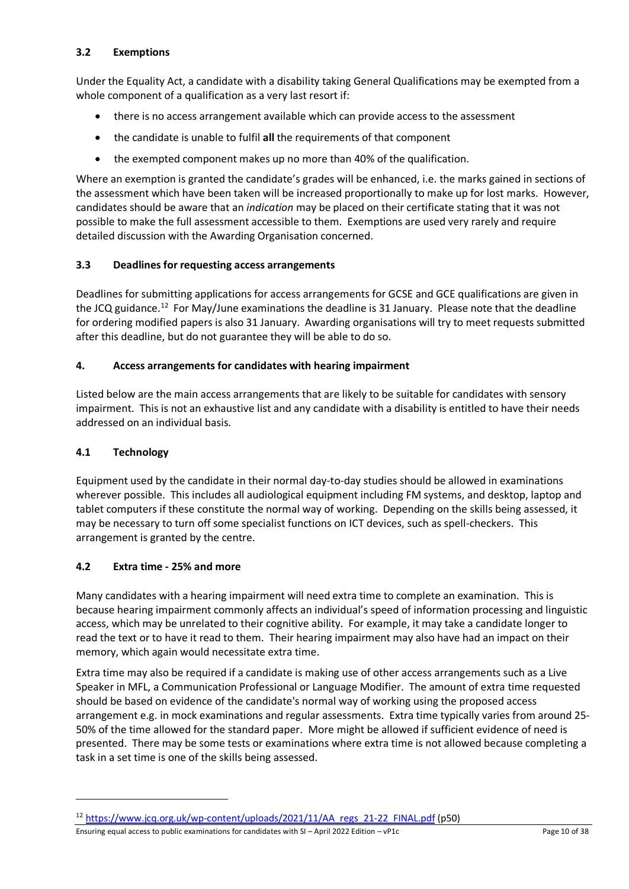### 3.2 Exemptions

Under the Equality Act, a candidate with a disability taking General Qualifications may be exempted from a whole component of a qualification as a very last resort if:

- there is no access arrangement available which can provide access to the assessment
- the candidate is unable to fulfil **all** the requirements of that component
- the exempted component makes up no more than 40% of the qualification.

Where an exemption is granted the candidate's grades will be enhanced, i.e. the marks gained in sections of the assessment which have been taken will be increased proportionally to make up for lost marks. However, candidates should be aware that an *indication* may be placed on their certificate stating that it was not possible to make the full assessment accessible to them. Exemptions are used very rarely and require detailed discussion with the Awarding Organisation concerned.

### 3.3 Deadlines for requesting access arrangements

Deadlines for submitting applications for access arrangements for GCSE and GCE qualifications are given in the JCQ guidance.[12] For May/June examinations the deadline is 31 January. Please note that the deadline for ordering modified papers is also 31 January. Awarding organisations will try to meet requests submitted after this deadline, but do not guarantee they will be able to do so.

## 4. Access arrangements for candidates with hearing impairment

Listed below are the main access arrangements that are likely to be suitable for candidates with sensory impairment. This is not an exhaustive list and any candidate with a disability is entitled to have their needs addressed on an individual basis.

### 4.1 Technology

Equipment used by the candidate in their normal day-to-day studies should be allowed in examinations wherever possible. This includes all audiological equipment including FM systems, and desktop, laptop and tablet computers if these constitute the normal way of working. Depending on the skills being assessed, it may be necessary to turn off some specialist functions on ICT devices, such as spell-checkers. This arrangement is granted by the centre.

### 4.2 Extra time - 25% and more

Many candidates with a hearing impairment will need extra time to complete an examination. This is because hearing impairment commonly affects an individual's speed of information processing and linguistic access, which may be unrelated to their cognitive ability. For example, it may take a candidate longer to read the text or to have it read to them. Their hearing impairment may also have had an impact on their memory, which again would necessitate extra time.

Extra time may also be required if a candidate is making use of other access arrangements such as a Live Speaker in MFL, a Communication Professional or Language Modifier. The amount of extra time requested should be based on evidence of the candidate's normal way of working using the proposed access arrangement e.g. in mock examinations and regular assessments. Extra time typically varies from around 25-50% of the time allowed for the standard paper. More might be allowed if sufficient evidence of need is presented. There may be some tests or examinations where extra time is not allowed because completing a task in a set time is one of the skills being assessed.

---

[12] https://www.jcq.org.uk/wp-content/uploads/2021/11/AA_regs_21-22_FINAL.pdf (p50)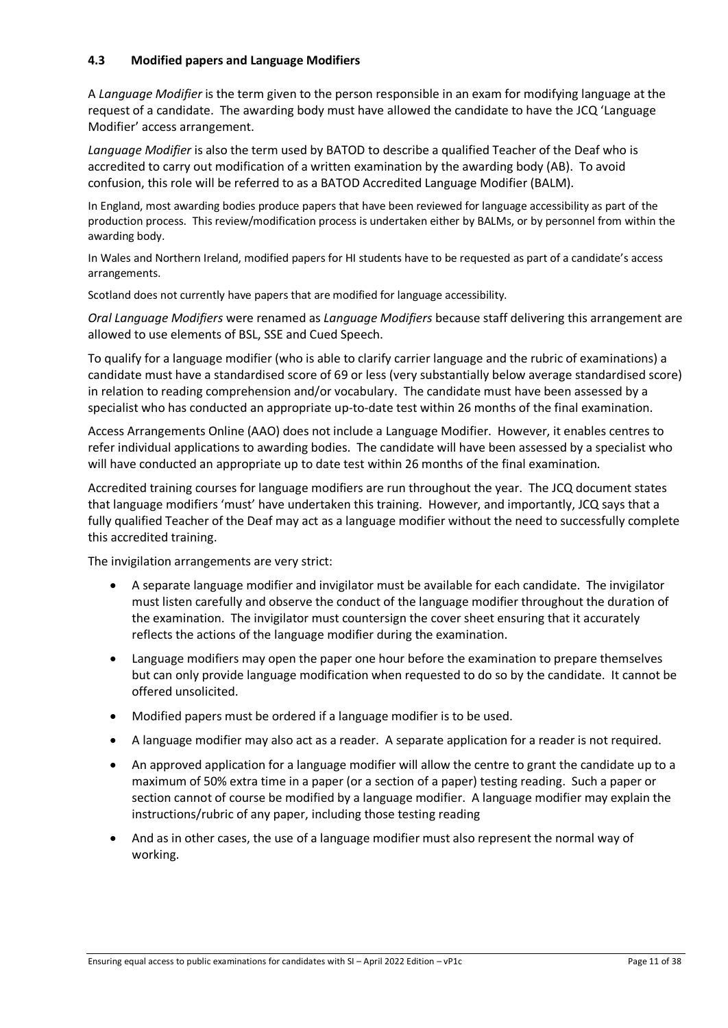### 4.3 Modified papers and Language Modifiers

A *Language Modifier* is the term given to the person responsible in an exam for modifying language at the request of a candidate. The awarding body must have allowed the candidate to have the JCQ 'Language Modifier' access arrangement.

*Language Modifier* is also the term used by BATOD to describe a qualified Teacher of the Deaf who is accredited to carry out modification of a written examination by the awarding body (AB). To avoid confusion, this role will be referred to as a BATOD Accredited Language Modifier (BALM).

In England, most awarding bodies produce papers that have been reviewed for language accessibility as part of the production process. This review/modification process is undertaken either by BALMs, or by personnel from within the awarding body.

In Wales and Northern Ireland, modified papers for HI students have to be requested as part of a candidate's access arrangements.

Scotland does not currently have papers that are modified for language accessibility.

*Oral Language Modifiers* were renamed as *Language Modifiers* because staff delivering this arrangement are allowed to use elements of BSL, SSE and Cued Speech.

To qualify for a language modifier (who is able to clarify carrier language and the rubric of examinations) a candidate must have a standardised score of 69 or less (very substantially below average standardised score) in relation to reading comprehension and/or vocabulary. The candidate must have been assessed by a specialist who has conducted an appropriate up-to-date test within 26 months of the final examination.

Access Arrangements Online (AAO) does not include a Language Modifier. However, it enables centres to refer individual applications to awarding bodies. The candidate will have been assessed by a specialist who will have conducted an appropriate up to date test within 26 months of the final examination.

Accredited training courses for language modifiers are run throughout the year. The JCQ document states that language modifiers 'must' have undertaken this training. However, and importantly, JCQ says that a fully qualified Teacher of the Deaf may act as a language modifier without the need to successfully complete this accredited training.

The invigilation arrangements are very strict:

- A separate language modifier and invigilator must be available for each candidate. The invigilator must listen carefully and observe the conduct of the language modifier throughout the duration of the examination. The invigilator must countersign the cover sheet ensuring that it accurately reflects the actions of the language modifier during the examination.
- Language modifiers may open the paper one hour before the examination to prepare themselves but can only provide language modification when requested to do so by the candidate. It cannot be offered unsolicited.
- Modified papers must be ordered if a language modifier is to be used.
- A language modifier may also act as a reader. A separate application for a reader is not required.
- An approved application for a language modifier will allow the centre to grant the candidate up to a maximum of 50% extra time in a paper (or a section of a paper) testing reading. Such a paper or section cannot of course be modified by a language modifier. A language modifier may explain the instructions/rubric of any paper, including those testing reading
- And as in other cases, the use of a language modifier must also represent the normal way of working.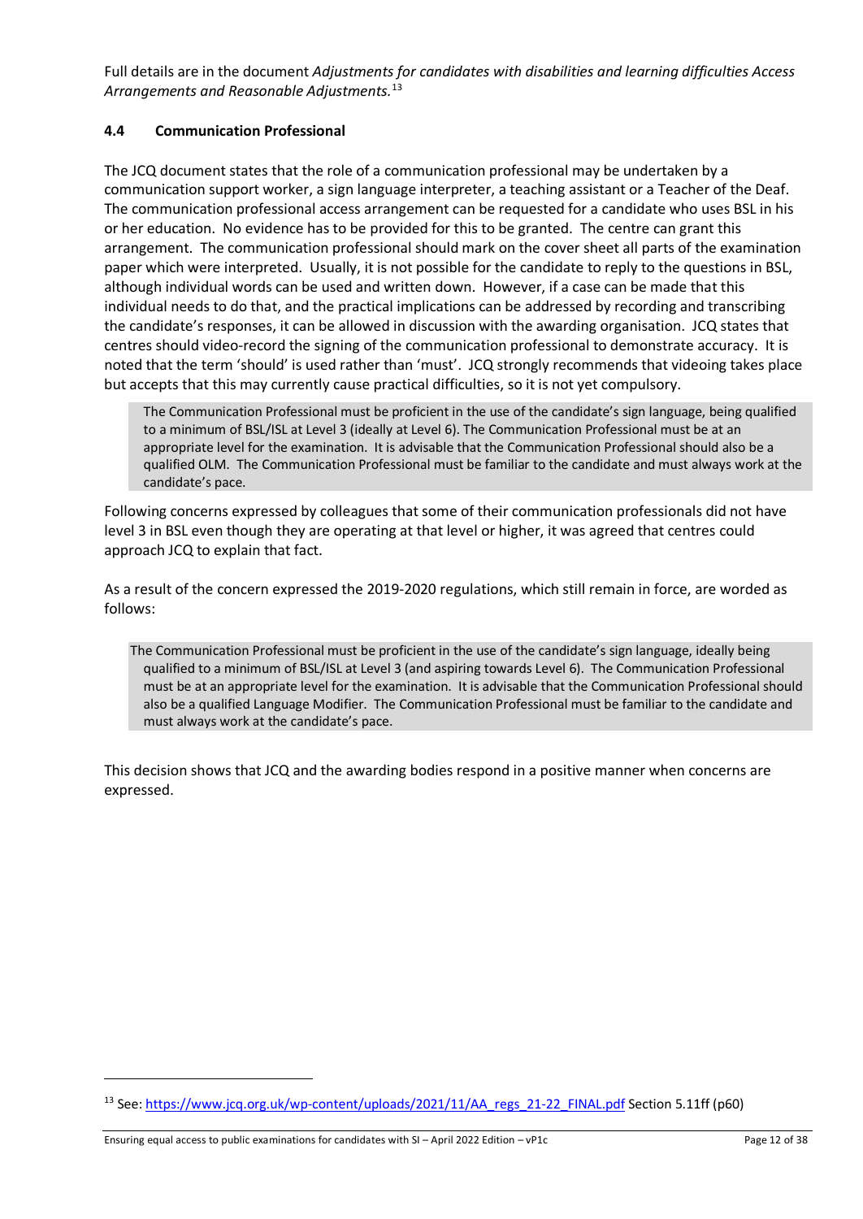Full details are in the document *Adjustments for candidates with disabilities and learning difficulties Access Arrangements and Reasonable Adjustments.*[13]

### 4.4 Communication Professional

The JCQ document states that the role of a communication professional may be undertaken by a communication support worker, a sign language interpreter, a teaching assistant or a Teacher of the Deaf. The communication professional access arrangement can be requested for a candidate who uses BSL in his or her education. No evidence has to be provided for this to be granted. The centre can grant this arrangement. The communication professional should mark on the cover sheet all parts of the examination paper which were interpreted. Usually, it is not possible for the candidate to reply to the questions in BSL, although individual words can be used and written down. However, if a case can be made that this individual needs to do that, and the practical implications can be addressed by recording and transcribing the candidate's responses, it can be allowed in discussion with the awarding organisation. JCQ states that centres should video-record the signing of the communication professional to demonstrate accuracy. It is noted that the term 'should' is used rather than 'must'. JCQ strongly recommends that videoing takes place but accepts that this may currently cause practical difficulties, so it is not yet compulsory.

> The Communication Professional must be proficient in the use of the candidate's sign language, being qualified to a minimum of BSL/ISL at Level 3 (ideally at Level 6). The Communication Professional must be at an appropriate level for the examination. It is advisable that the Communication Professional should also be a qualified OLM. The Communication Professional must be familiar to the candidate and must always work at the candidate's pace.

Following concerns expressed by colleagues that some of their communication professionals did not have level 3 in BSL even though they are operating at that level or higher, it was agreed that centres could approach JCQ to explain that fact.

As a result of the concern expressed the 2019-2020 regulations, which still remain in force, are worded as follows:

> The Communication Professional must be proficient in the use of the candidate's sign language, ideally being qualified to a minimum of BSL/ISL at Level 3 (and aspiring towards Level 6). The Communication Professional must be at an appropriate level for the examination. It is advisable that the Communication Professional should also be a qualified Language Modifier. The Communication Professional must be familiar to the candidate and must always work at the candidate's pace.

This decision shows that JCQ and the awarding bodies respond in a positive manner when concerns are expressed.

---

[13] See: https://www.jcq.org.uk/wp-content/uploads/2021/11/AA_regs_21-22_FINAL.pdf Section 5.11ff (p60)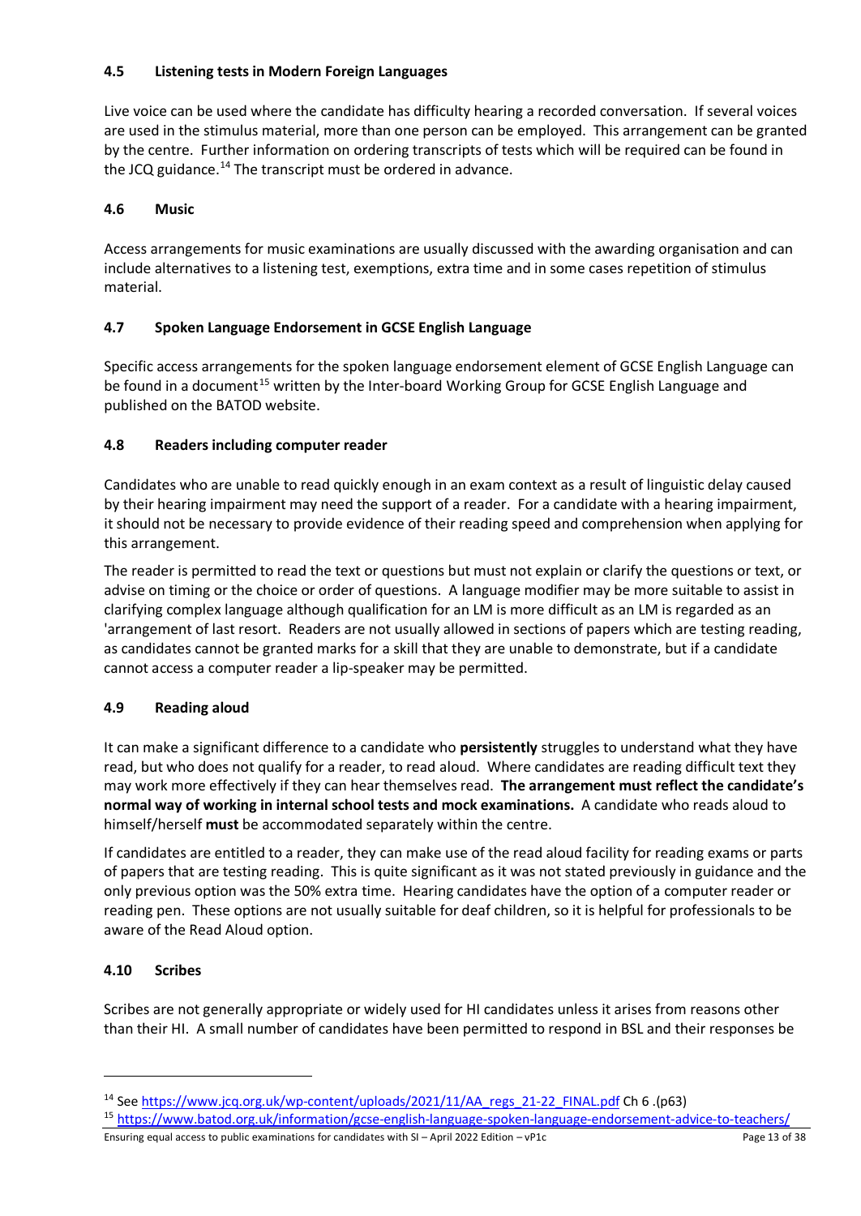### 4.5 Listening tests in Modern Foreign Languages

Live voice can be used where the candidate has difficulty hearing a recorded conversation. If several voices are used in the stimulus material, more than one person can be employed. This arrangement can be granted by the centre. Further information on ordering transcripts of tests which will be required can be found in the JCQ guidance.[14] The transcript must be ordered in advance.

### 4.6 Music

Access arrangements for music examinations are usually discussed with the awarding organisation and can include alternatives to a listening test, exemptions, extra time and in some cases repetition of stimulus material.

### 4.7 Spoken Language Endorsement in GCSE English Language

Specific access arrangements for the spoken language endorsement element of GCSE English Language can be found in a document[15] written by the Inter-board Working Group for GCSE English Language and published on the BATOD website.

### 4.8 Readers including computer reader

Candidates who are unable to read quickly enough in an exam context as a result of linguistic delay caused by their hearing impairment may need the support of a reader. For a candidate with a hearing impairment, it should not be necessary to provide evidence of their reading speed and comprehension when applying for this arrangement.

The reader is permitted to read the text or questions but must not explain or clarify the questions or text, or advise on timing or the choice or order of questions. A language modifier may be more suitable to assist in clarifying complex language although qualification for an LM is more difficult as an LM is regarded as an 'arrangement of last resort. Readers are not usually allowed in sections of papers which are testing reading, as candidates cannot be granted marks for a skill that they are unable to demonstrate, but if a candidate cannot access a computer reader a lip-speaker may be permitted.

### 4.9 Reading aloud

It can make a significant difference to a candidate who **persistently** struggles to understand what they have read, but who does not qualify for a reader, to read aloud. Where candidates are reading difficult text they may work more effectively if they can hear themselves read. **The arrangement must reflect the candidate's normal way of working in internal school tests and mock examinations.** A candidate who reads aloud to himself/herself **must** be accommodated separately within the centre.

If candidates are entitled to a reader, they can make use of the read aloud facility for reading exams or parts of papers that are testing reading. This is quite significant as it was not stated previously in guidance and the only previous option was the 50% extra time. Hearing candidates have the option of a computer reader or reading pen. These options are not usually suitable for deaf children, so it is helpful for professionals to be aware of the Read Aloud option.

### 4.10 Scribes

Scribes are not generally appropriate or widely used for HI candidates unless it arises from reasons other than their HI. A small number of candidates have been permitted to respond in BSL and their responses be

---

[14] See https://www.jcq.org.uk/wp-content/uploads/2021/11/AA_regs_21-22_FINAL.pdf Ch 6 .(p63)

[15] https://www.batod.org.uk/information/gcse-english-language-spoken-language-endorsement-advice-to-teachers/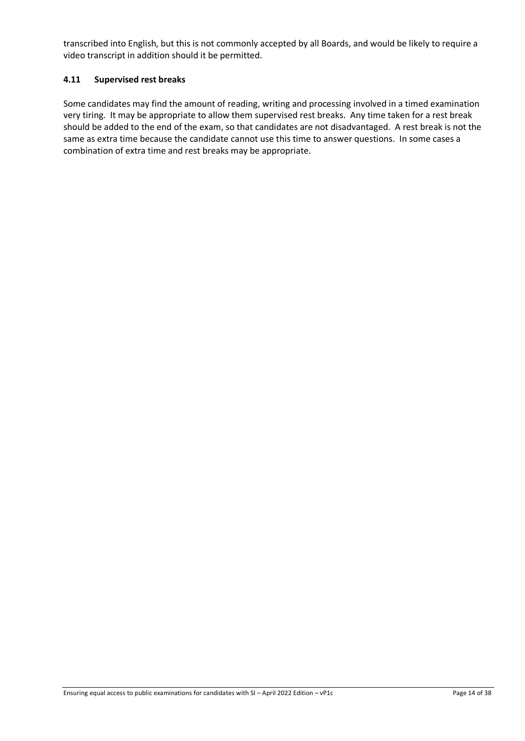transcribed into English, but this is not commonly accepted by all Boards, and would be likely to require a video transcript in addition should it be permitted.

### 4.11 Supervised rest breaks

Some candidates may find the amount of reading, writing and processing involved in a timed examination very tiring. It may be appropriate to allow them supervised rest breaks. Any time taken for a rest break should be added to the end of the exam, so that candidates are not disadvantaged. A rest break is not the same as extra time because the candidate cannot use this time to answer questions. In some cases a combination of extra time and rest breaks may be appropriate.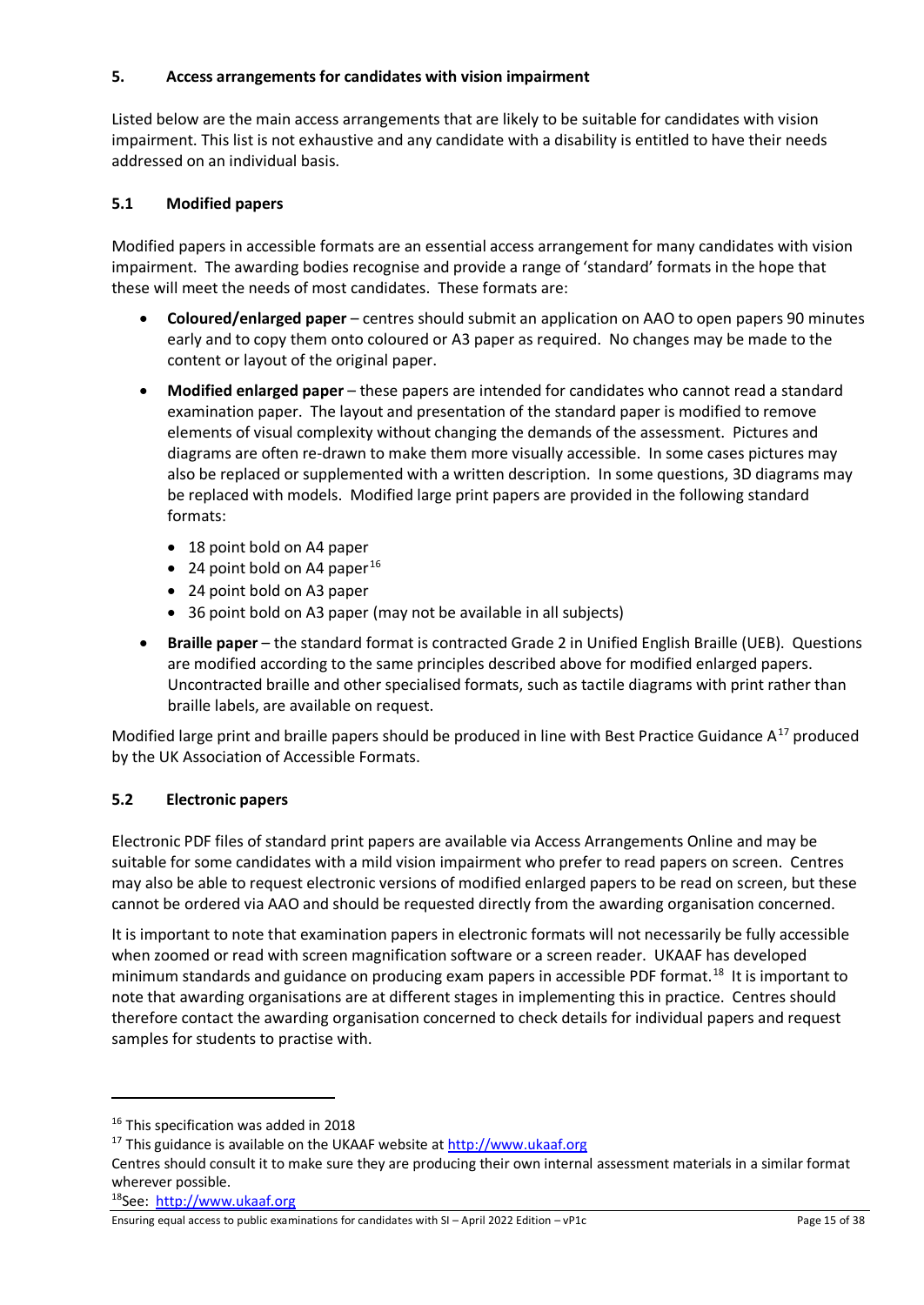## 5. Access arrangements for candidates with vision impairment

Listed below are the main access arrangements that are likely to be suitable for candidates with vision impairment. This list is not exhaustive and any candidate with a disability is entitled to have their needs addressed on an individual basis.

### 5.1 Modified papers

Modified papers in accessible formats are an essential access arrangement for many candidates with vision impairment. The awarding bodies recognise and provide a range of 'standard' formats in the hope that these will meet the needs of most candidates. These formats are:

- **Coloured/enlarged paper** – centres should submit an application on AAO to open papers 90 minutes early and to copy them onto coloured or A3 paper as required. No changes may be made to the content or layout of the original paper.
- **Modified enlarged paper** – these papers are intended for candidates who cannot read a standard examination paper. The layout and presentation of the standard paper is modified to remove elements of visual complexity without changing the demands of the assessment. Pictures and diagrams are often re-drawn to make them more visually accessible. In some cases pictures may also be replaced or supplemented with a written description. In some questions, 3D diagrams may be replaced with models. Modified large print papers are provided in the following standard formats:
    - 18 point bold on A4 paper
    - 24 point bold on A4 paper[16]
    - 24 point bold on A3 paper
    - 36 point bold on A3 paper (may not be available in all subjects)
- **Braille paper** – the standard format is contracted Grade 2 in Unified English Braille (UEB). Questions are modified according to the same principles described above for modified enlarged papers. Uncontracted braille and other specialised formats, such as tactile diagrams with print rather than braille labels, are available on request.

Modified large print and braille papers should be produced in line with Best Practice Guidance A[17] produced by the UK Association of Accessible Formats.

### 5.2 Electronic papers

Electronic PDF files of standard print papers are available via Access Arrangements Online and may be suitable for some candidates with a mild vision impairment who prefer to read papers on screen. Centres may also be able to request electronic versions of modified enlarged papers to be read on screen, but these cannot be ordered via AAO and should be requested directly from the awarding organisation concerned.

It is important to note that examination papers in electronic formats will not necessarily be fully accessible when zoomed or read with screen magnification software or a screen reader. UKAAF has developed minimum standards and guidance on producing exam papers in accessible PDF format.[18] It is important to note that awarding organisations are at different stages in implementing this in practice. Centres should therefore contact the awarding organisation concerned to check details for individual papers and request samples for students to practise with.

---

[16] This specification was added in 2018

[17] This guidance is available on the UKAAF website at [http://www.ukaaf.org](http://www.ukaaf.org)
Centres should consult it to make sure they are producing their own internal assessment materials in a similar format wherever possible.

[18] See: [http://www.ukaaf.org](http://www.ukaaf.org)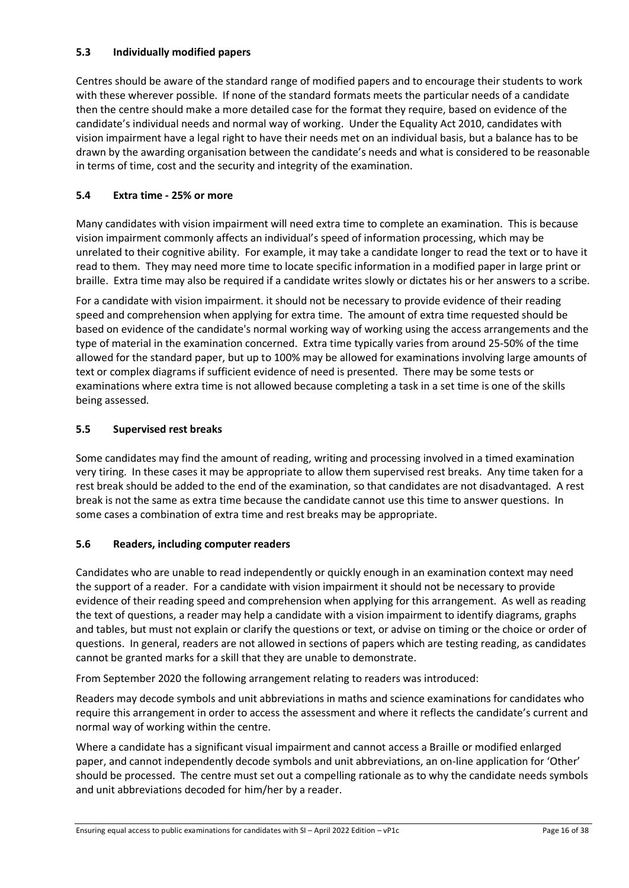### 5.3 Individually modified papers

Centres should be aware of the standard range of modified papers and to encourage their students to work with these wherever possible. If none of the standard formats meets the particular needs of a candidate then the centre should make a more detailed case for the format they require, based on evidence of the candidate's individual needs and normal way of working. Under the Equality Act 2010, candidates with vision impairment have a legal right to have their needs met on an individual basis, but a balance has to be drawn by the awarding organisation between the candidate's needs and what is considered to be reasonable in terms of time, cost and the security and integrity of the examination.

### 5.4 Extra time - 25% or more

Many candidates with vision impairment will need extra time to complete an examination. This is because vision impairment commonly affects an individual's speed of information processing, which may be unrelated to their cognitive ability. For example, it may take a candidate longer to read the text or to have it read to them. They may need more time to locate specific information in a modified paper in large print or braille. Extra time may also be required if a candidate writes slowly or dictates his or her answers to a scribe.

For a candidate with vision impairment. it should not be necessary to provide evidence of their reading speed and comprehension when applying for extra time. The amount of extra time requested should be based on evidence of the candidate's normal working way of working using the access arrangements and the type of material in the examination concerned. Extra time typically varies from around 25-50% of the time allowed for the standard paper, but up to 100% may be allowed for examinations involving large amounts of text or complex diagrams if sufficient evidence of need is presented. There may be some tests or examinations where extra time is not allowed because completing a task in a set time is one of the skills being assessed.

### 5.5 Supervised rest breaks

Some candidates may find the amount of reading, writing and processing involved in a timed examination very tiring. In these cases it may be appropriate to allow them supervised rest breaks. Any time taken for a rest break should be added to the end of the examination, so that candidates are not disadvantaged. A rest break is not the same as extra time because the candidate cannot use this time to answer questions. In some cases a combination of extra time and rest breaks may be appropriate.

### 5.6 Readers, including computer readers

Candidates who are unable to read independently or quickly enough in an examination context may need the support of a reader. For a candidate with vision impairment it should not be necessary to provide evidence of their reading speed and comprehension when applying for this arrangement. As well as reading the text of questions, a reader may help a candidate with a vision impairment to identify diagrams, graphs and tables, but must not explain or clarify the questions or text, or advise on timing or the choice or order of questions. In general, readers are not allowed in sections of papers which are testing reading, as candidates cannot be granted marks for a skill that they are unable to demonstrate.

From September 2020 the following arrangement relating to readers was introduced:

Readers may decode symbols and unit abbreviations in maths and science examinations for candidates who require this arrangement in order to access the assessment and where it reflects the candidate's current and normal way of working within the centre.

Where a candidate has a significant visual impairment and cannot access a Braille or modified enlarged paper, and cannot independently decode symbols and unit abbreviations, an on-line application for 'Other' should be processed. The centre must set out a compelling rationale as to why the candidate needs symbols and unit abbreviations decoded for him/her by a reader.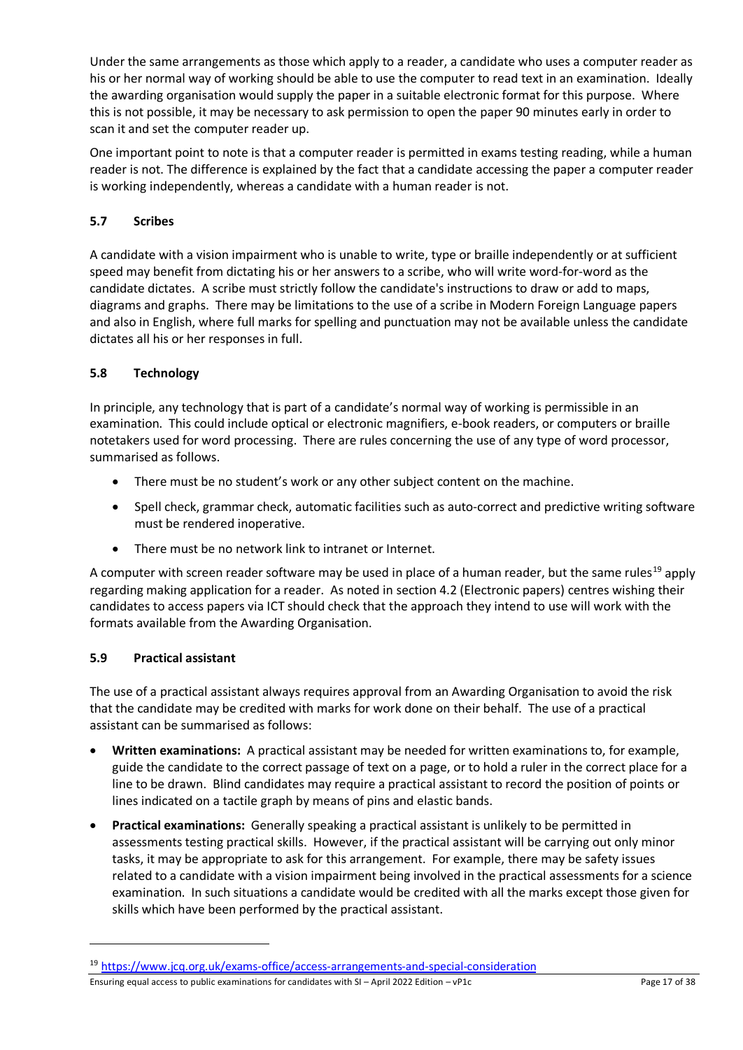Under the same arrangements as those which apply to a reader, a candidate who uses a computer reader as his or her normal way of working should be able to use the computer to read text in an examination. Ideally the awarding organisation would supply the paper in a suitable electronic format for this purpose. Where this is not possible, it may be necessary to ask permission to open the paper 90 minutes early in order to scan it and set the computer reader up.

One important point to note is that a computer reader is permitted in exams testing reading, while a human reader is not. The difference is explained by the fact that a candidate accessing the paper a computer reader is working independently, whereas a candidate with a human reader is not.

### 5.7 Scribes

A candidate with a vision impairment who is unable to write, type or braille independently or at sufficient speed may benefit from dictating his or her answers to a scribe, who will write word-for-word as the candidate dictates. A scribe must strictly follow the candidate's instructions to draw or add to maps, diagrams and graphs. There may be limitations to the use of a scribe in Modern Foreign Language papers and also in English, where full marks for spelling and punctuation may not be available unless the candidate dictates all his or her responses in full.

### 5.8 Technology

In principle, any technology that is part of a candidate's normal way of working is permissible in an examination. This could include optical or electronic magnifiers, e-book readers, or computers or braille notetakers used for word processing. There are rules concerning the use of any type of word processor, summarised as follows.

- There must be no student's work or any other subject content on the machine.
- Spell check, grammar check, automatic facilities such as auto-correct and predictive writing software must be rendered inoperative.
- There must be no network link to intranet or Internet.

A computer with screen reader software may be used in place of a human reader, but the same rules[19] apply regarding making application for a reader. As noted in section 4.2 (Electronic papers) centres wishing their candidates to access papers via ICT should check that the approach they intend to use will work with the formats available from the Awarding Organisation.

### 5.9 Practical assistant

The use of a practical assistant always requires approval from an Awarding Organisation to avoid the risk that the candidate may be credited with marks for work done on their behalf. The use of a practical assistant can be summarised as follows:

- **Written examinations:** A practical assistant may be needed for written examinations to, for example, guide the candidate to the correct passage of text on a page, or to hold a ruler in the correct place for a line to be drawn. Blind candidates may require a practical assistant to record the position of points or lines indicated on a tactile graph by means of pins and elastic bands.
- **Practical examinations:** Generally speaking a practical assistant is unlikely to be permitted in assessments testing practical skills. However, if the practical assistant will be carrying out only minor tasks, it may be appropriate to ask for this arrangement. For example, there may be safety issues related to a candidate with a vision impairment being involved in the practical assessments for a science examination. In such situations a candidate would be credited with all the marks except those given for skills which have been performed by the practical assistant.

---

[19] https://www.jcq.org.uk/exams-office/access-arrangements-and-special-consideration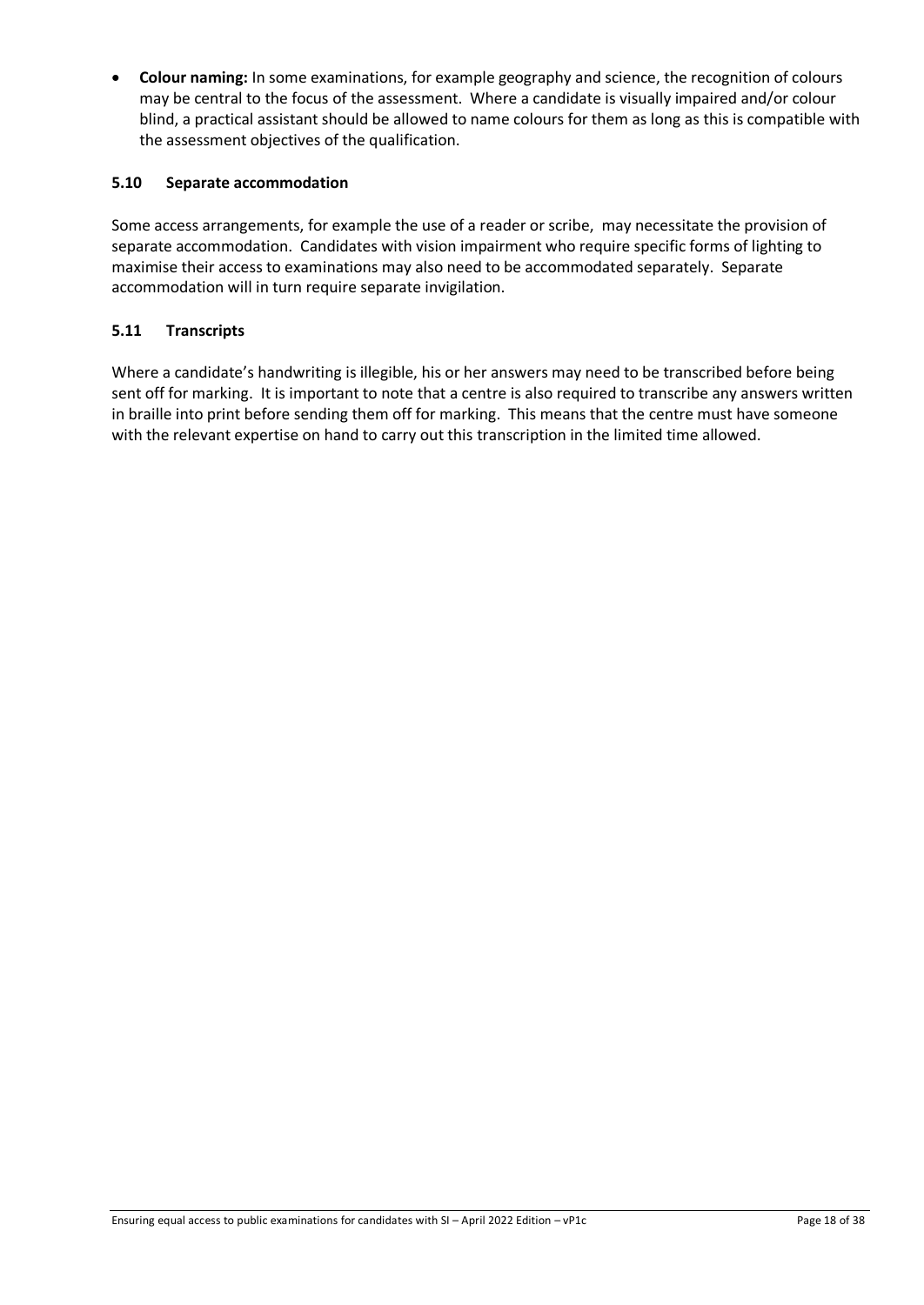- **Colour naming:** In some examinations, for example geography and science, the recognition of colours may be central to the focus of the assessment. Where a candidate is visually impaired and/or colour blind, a practical assistant should be allowed to name colours for them as long as this is compatible with the assessment objectives of the qualification.

### 5.10 Separate accommodation

Some access arrangements, for example the use of a reader or scribe, may necessitate the provision of separate accommodation. Candidates with vision impairment who require specific forms of lighting to maximise their access to examinations may also need to be accommodated separately. Separate accommodation will in turn require separate invigilation.

### 5.11 Transcripts

Where a candidate's handwriting is illegible, his or her answers may need to be transcribed before being sent off for marking. It is important to note that a centre is also required to transcribe any answers written in braille into print before sending them off for marking. This means that the centre must have someone with the relevant expertise on hand to carry out this transcription in the limited time allowed.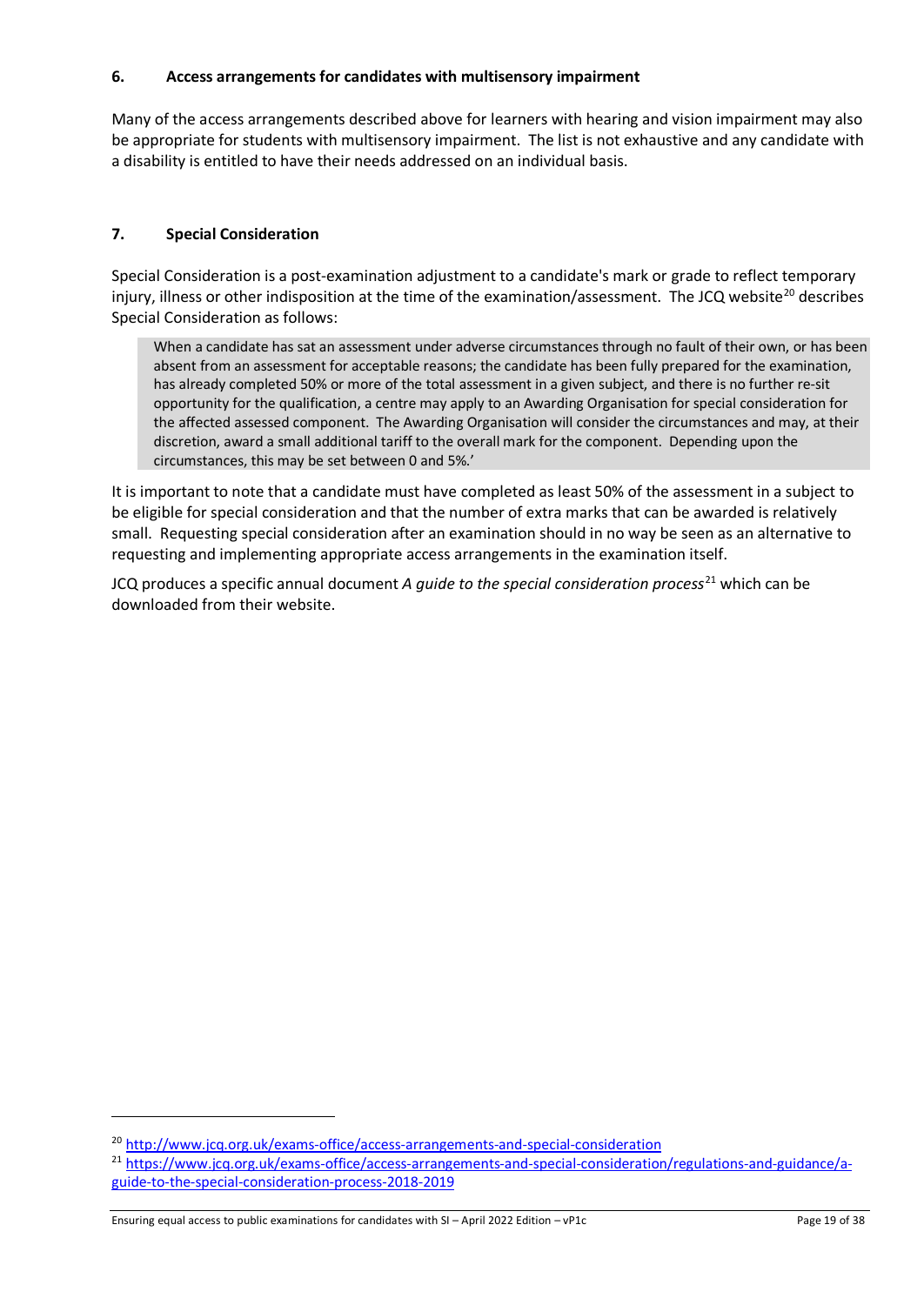## 6. Access arrangements for candidates with multisensory impairment

Many of the access arrangements described above for learners with hearing and vision impairment may also be appropriate for students with multisensory impairment. The list is not exhaustive and any candidate with a disability is entitled to have their needs addressed on an individual basis.

## 7. Special Consideration

Special Consideration is a post-examination adjustment to a candidate's mark or grade to reflect temporary injury, illness or other indisposition at the time of the examination/assessment. The JCQ website[20] describes Special Consideration as follows:

> When a candidate has sat an assessment under adverse circumstances through no fault of their own, or has been absent from an assessment for acceptable reasons; the candidate has been fully prepared for the examination, has already completed 50% or more of the total assessment in a given subject, and there is no further re-sit opportunity for the qualification, a centre may apply to an Awarding Organisation for special consideration for the affected assessed component. The Awarding Organisation will consider the circumstances and may, at their discretion, award a small additional tariff to the overall mark for the component. Depending upon the circumstances, this may be set between 0 and 5%.'

It is important to note that a candidate must have completed as least 50% of the assessment in a subject to be eligible for special consideration and that the number of extra marks that can be awarded is relatively small. Requesting special consideration after an examination should in no way be seen as an alternative to requesting and implementing appropriate access arrangements in the examination itself.

JCQ produces a specific annual document *A guide to the special consideration process*[21] which can be downloaded from their website.

---

[20] http://www.jcq.org.uk/exams-office/access-arrangements-and-special-consideration

[21] https://www.jcq.org.uk/exams-office/access-arrangements-and-special-consideration/regulations-and-guidance/a-guide-to-the-special-consideration-process-2018-2019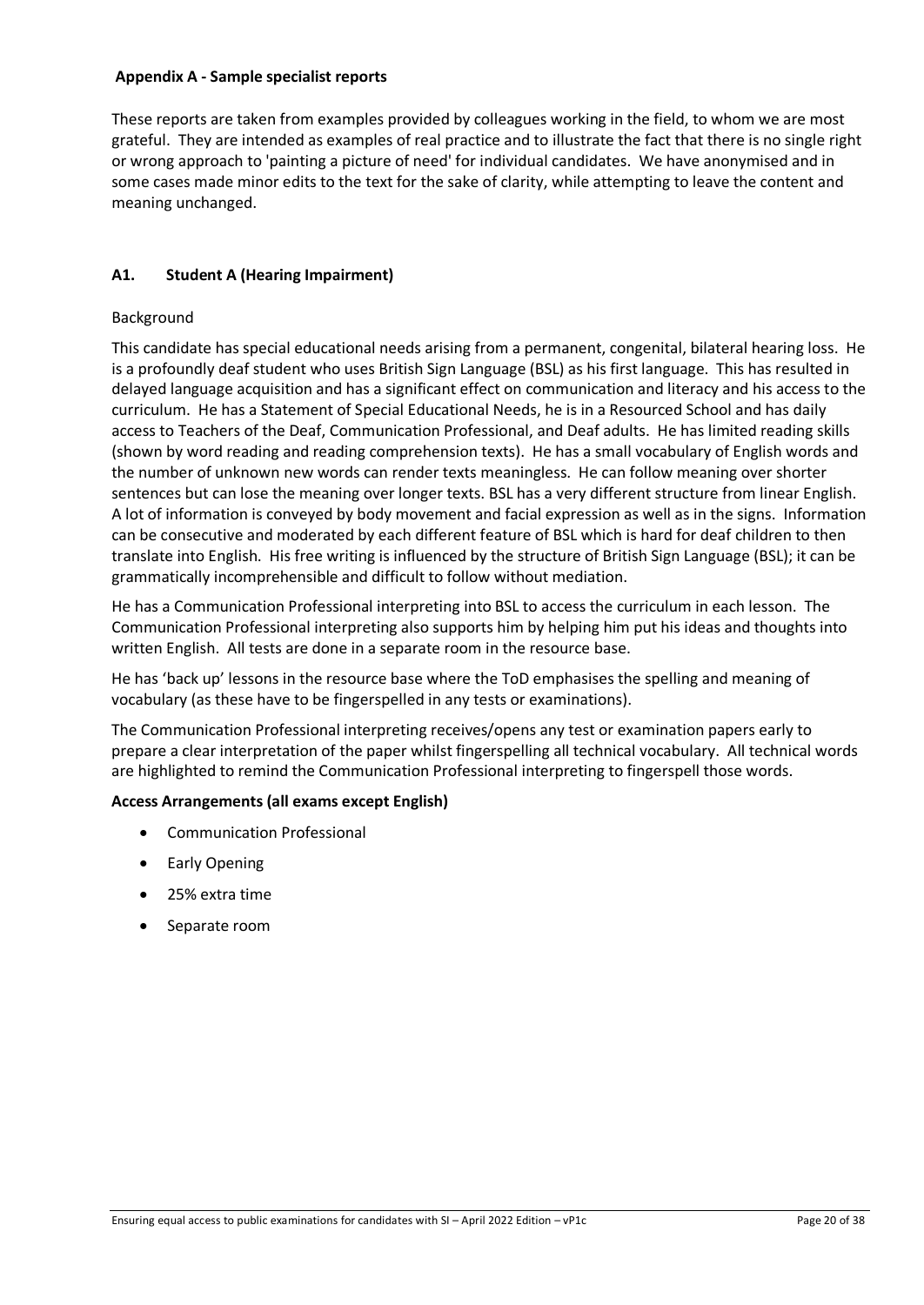## Appendix A - Sample specialist reports

These reports are taken from examples provided by colleagues working in the field, to whom we are most grateful. They are intended as examples of real practice and to illustrate the fact that there is no single right or wrong approach to 'painting a picture of need' for individual candidates. We have anonymised and in some cases made minor edits to the text for the sake of clarity, while attempting to leave the content and meaning unchanged.

### A1. Student A (Hearing Impairment)

Background

This candidate has special educational needs arising from a permanent, congenital, bilateral hearing loss. He is a profoundly deaf student who uses British Sign Language (BSL) as his first language. This has resulted in delayed language acquisition and has a significant effect on communication and literacy and his access to the curriculum. He has a Statement of Special Educational Needs, he is in a Resourced School and has daily access to Teachers of the Deaf, Communication Professional, and Deaf adults. He has limited reading skills (shown by word reading and reading comprehension texts). He has a small vocabulary of English words and the number of unknown new words can render texts meaningless. He can follow meaning over shorter sentences but can lose the meaning over longer texts. BSL has a very different structure from linear English. A lot of information is conveyed by body movement and facial expression as well as in the signs. Information can be consecutive and moderated by each different feature of BSL which is hard for deaf children to then translate into English. His free writing is influenced by the structure of British Sign Language (BSL); it can be grammatically incomprehensible and difficult to follow without mediation.

He has a Communication Professional interpreting into BSL to access the curriculum in each lesson. The Communication Professional interpreting also supports him by helping him put his ideas and thoughts into written English. All tests are done in a separate room in the resource base.

He has 'back up' lessons in the resource base where the ToD emphasises the spelling and meaning of vocabulary (as these have to be fingerspelled in any tests or examinations).

The Communication Professional interpreting receives/opens any test or examination papers early to prepare a clear interpretation of the paper whilst fingerspelling all technical vocabulary. All technical words are highlighted to remind the Communication Professional interpreting to fingerspell those words.

**Access Arrangements (all exams except English)**

- Communication Professional
- Early Opening
- 25% extra time
- Separate room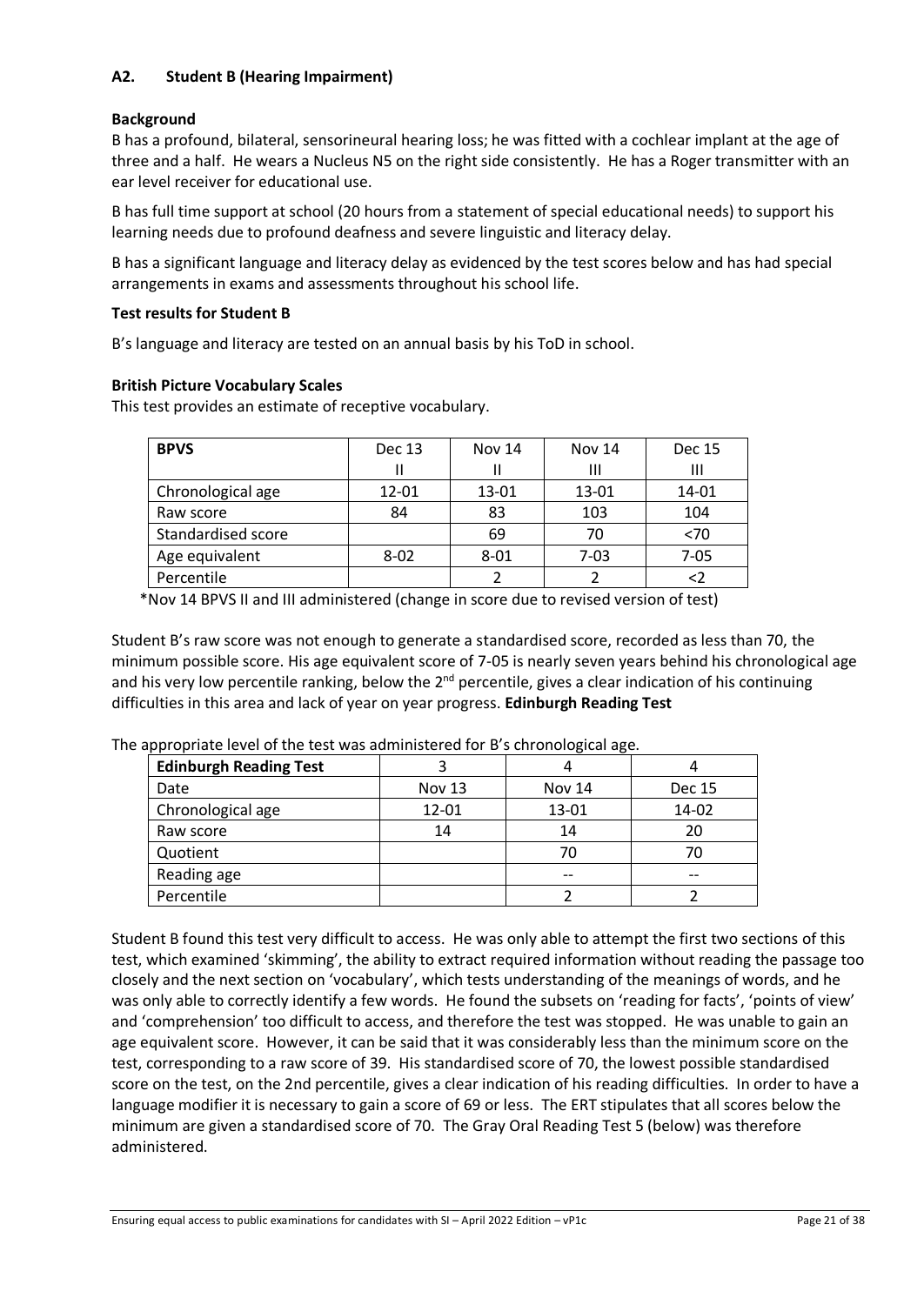### A2. Student B (Hearing Impairment)

**Background**

B has a profound, bilateral, sensorineural hearing loss; he was fitted with a cochlear implant at the age of three and a half. He wears a Nucleus N5 on the right side consistently. He has a Roger transmitter with an ear level receiver for educational use.

B has full time support at school (20 hours from a statement of special educational needs) to support his learning needs due to profound deafness and severe linguistic and literacy delay.

B has a significant language and literacy delay as evidenced by the test scores below and has had special arrangements in exams and assessments throughout his school life.

**Test results for Student B**

B's language and literacy are tested on an annual basis by his ToD in school.

**British Picture Vocabulary Scales**

This test provides an estimate of receptive vocabulary.

| BPVS | Dec 13<br>II | Nov 14<br>II | Nov 14<br>III | Dec 15<br>III |
|---|---|---|---|---|
| Chronological age | 12-01 | 13-01 | 13-01 | 14-01 |
| Raw score | 84 | 83 | 103 | 104 |
| Standardised score | | 69 | 70 | <70 |
| Age equivalent | 8-02 | 8-01 | 7-03 | 7-05 |
| Percentile | | 2 | 2 | <2 |

*Nov 14 BPVS II and III administered (change in score due to revised version of test)

Student B's raw score was not enough to generate a standardised score, recorded as less than 70, the minimum possible score. His age equivalent score of 7-05 is nearly seven years behind his chronological age and his very low percentile ranking, below the 2nd percentile, gives a clear indication of his continuing difficulties in this area and lack of year on year progress.

**Edinburgh Reading Test**

The appropriate level of the test was administered for B's chronological age.

| Edinburgh Reading Test | 3 | 4 | 4 |
|---|---|---|---|
| Date | Nov 13 | Nov 14 | Dec 15 |
| Chronological age | 12-01 | 13-01 | 14-02 |
| Raw score | 14 | 14 | 20 |
| Quotient | | 70 | 70 |
| Reading age | | -- | -- |
| Percentile | | 2 | 2 |

Student B found this test very difficult to access. He was only able to attempt the first two sections of this test, which examined 'skimming', the ability to extract required information without reading the passage too closely and the next section on 'vocabulary', which tests understanding of the meanings of words, and he was only able to correctly identify a few words. He found the subsets on 'reading for facts', 'points of view' and 'comprehension' too difficult to access, and therefore the test was stopped. He was unable to gain an age equivalent score. However, it can be said that it was considerably less than the minimum score on the test, corresponding to a raw score of 39. His standardised score of 70, the lowest possible standardised score on the test, on the 2nd percentile, gives a clear indication of his reading difficulties. In order to have a language modifier it is necessary to gain a score of 69 or less. The ERT stipulates that all scores below the minimum are given a standardised score of 70. The Gray Oral Reading Test 5 (below) was therefore administered.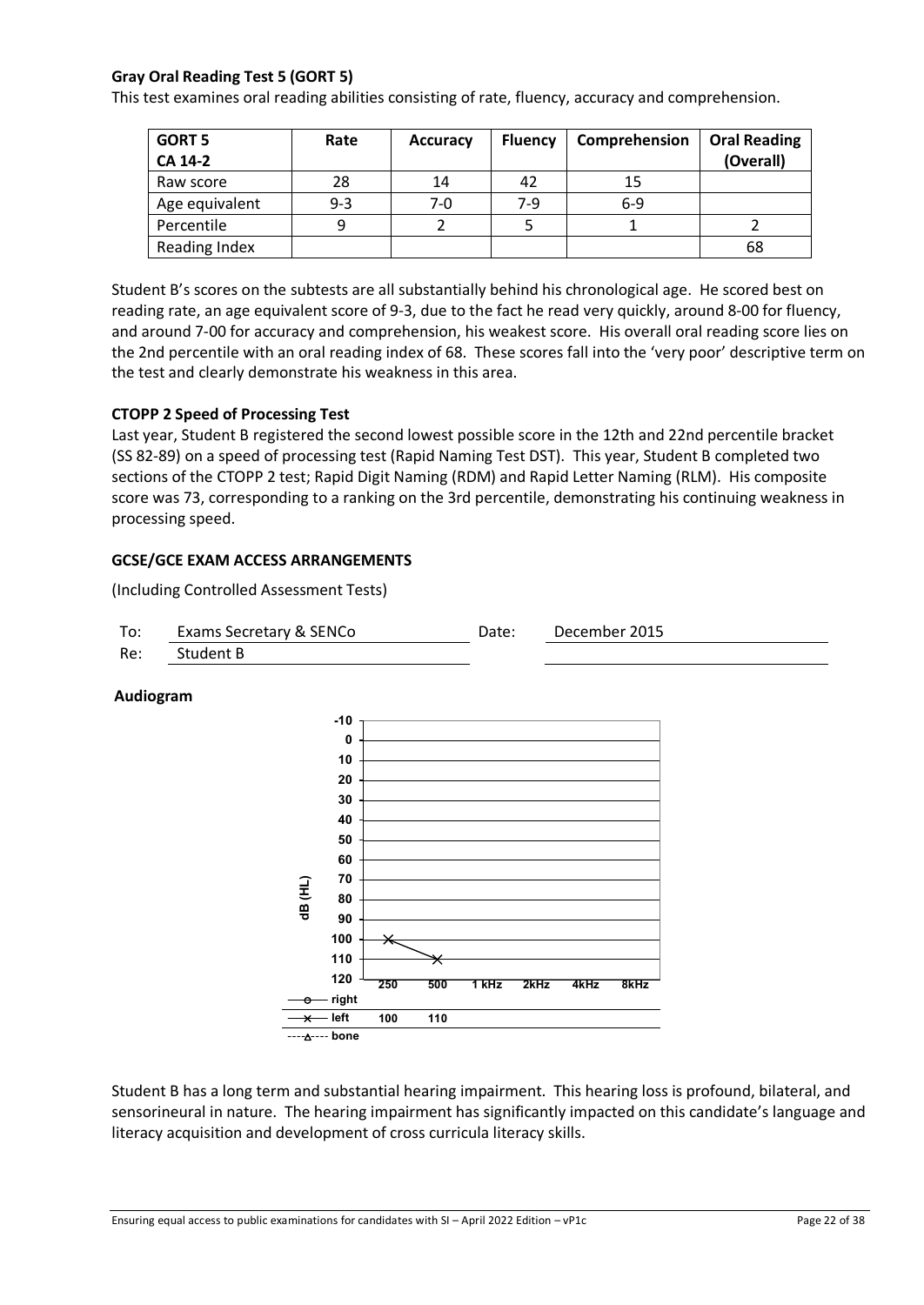**Gray Oral Reading Test 5 (GORT 5)**

This test examines oral reading abilities consisting of rate, fluency, accuracy and comprehension.

| GORT 5 CA 14-2 | Rate | Accuracy | Fluency | Comprehension | Oral Reading (Overall) |
|---|---|---|---|---|---|
| Raw score | 28 | 14 | 42 | 15 | |
| Age equivalent | 9-3 | 7-0 | 7-9 | 6-9 | |
| Percentile | 9 | 2 | 5 | 1 | 2 |
| Reading Index | | | | | 68 |

Student B's scores on the subtests are all substantially behind his chronological age. He scored best on reading rate, an age equivalent score of 9-3, due to the fact he read very quickly, around 8-00 for fluency, and around 7-00 for accuracy and comprehension, his weakest score. His overall oral reading score lies on the 2nd percentile with an oral reading index of 68. These scores fall into the 'very poor' descriptive term on the test and clearly demonstrate his weakness in this area.

**CTOPP 2 Speed of Processing Test**

Last year, Student B registered the second lowest possible score in the 12th and 22nd percentile bracket (SS 82-89) on a speed of processing test (Rapid Naming Test DST). This year, Student B completed two sections of the CTOPP 2 test; Rapid Digit Naming (RDM) and Rapid Letter Naming (RLM). His composite score was 73, corresponding to a ranking on the 3rd percentile, demonstrating his continuing weakness in processing speed.

**GCSE/GCE EXAM ACCESS ARRANGEMENTS**

(Including Controlled Assessment Tests)

To: Exams Secretary & SENCo     Date: December 2015

Re: Student B

**Audiogram**

| dB (HL) | 250 | 500 | 1 kHz | 2kHz | 4kHz | 8kHz |
|---|---|---|---|---|---|---|
| right | | | | | | |
| left | 100 | 110 | | | | |
| bone | | | | | | |

Student B has a long term and substantial hearing impairment. This hearing loss is profound, bilateral, and sensorineural in nature. The hearing impairment has significantly impacted on this candidate's language and literacy acquisition and development of cross curricula literacy skills.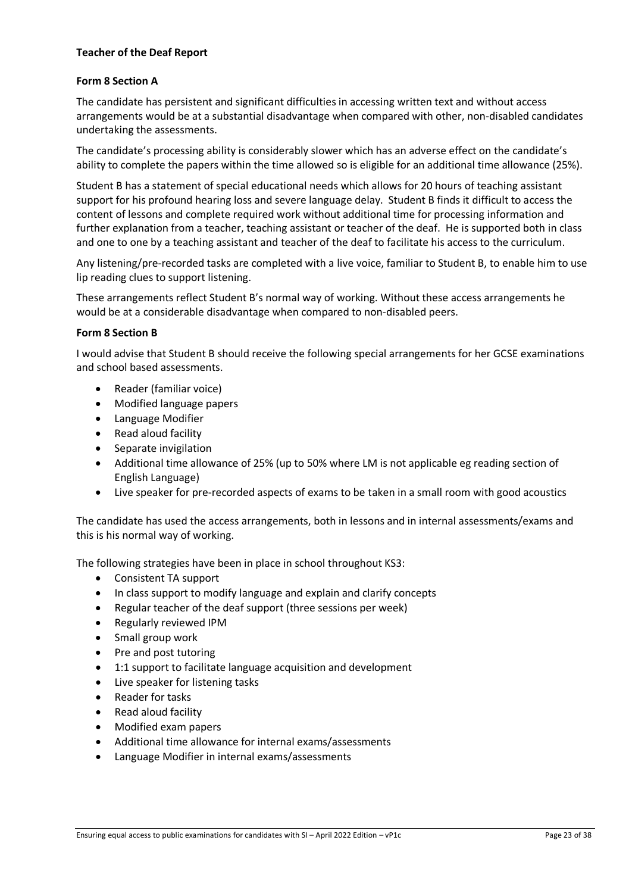**Teacher of the Deaf Report**

**Form 8 Section A**

The candidate has persistent and significant difficulties in accessing written text and without access arrangements would be at a substantial disadvantage when compared with other, non-disabled candidates undertaking the assessments.

The candidate's processing ability is considerably slower which has an adverse effect on the candidate's ability to complete the papers within the time allowed so is eligible for an additional time allowance (25%).

Student B has a statement of special educational needs which allows for 20 hours of teaching assistant support for his profound hearing loss and severe language delay. Student B finds it difficult to access the content of lessons and complete required work without additional time for processing information and further explanation from a teacher, teaching assistant or teacher of the deaf. He is supported both in class and one to one by a teaching assistant and teacher of the deaf to facilitate his access to the curriculum.

Any listening/pre-recorded tasks are completed with a live voice, familiar to Student B, to enable him to use lip reading clues to support listening.

These arrangements reflect Student B's normal way of working. Without these access arrangements he would be at a considerable disadvantage when compared to non-disabled peers.

**Form 8 Section B**

I would advise that Student B should receive the following special arrangements for her GCSE examinations and school based assessments.

- Reader (familiar voice)
- Modified language papers
- Language Modifier
- Read aloud facility
- Separate invigilation
- Additional time allowance of 25% (up to 50% where LM is not applicable eg reading section of English Language)
- Live speaker for pre-recorded aspects of exams to be taken in a small room with good acoustics

The candidate has used the access arrangements, both in lessons and in internal assessments/exams and this is his normal way of working.

The following strategies have been in place in school throughout KS3:

- Consistent TA support
- In class support to modify language and explain and clarify concepts
- Regular teacher of the deaf support (three sessions per week)
- Regularly reviewed IPM
- Small group work
- Pre and post tutoring
- 1:1 support to facilitate language acquisition and development
- Live speaker for listening tasks
- Reader for tasks
- Read aloud facility
- Modified exam papers
- Additional time allowance for internal exams/assessments
- Language Modifier in internal exams/assessments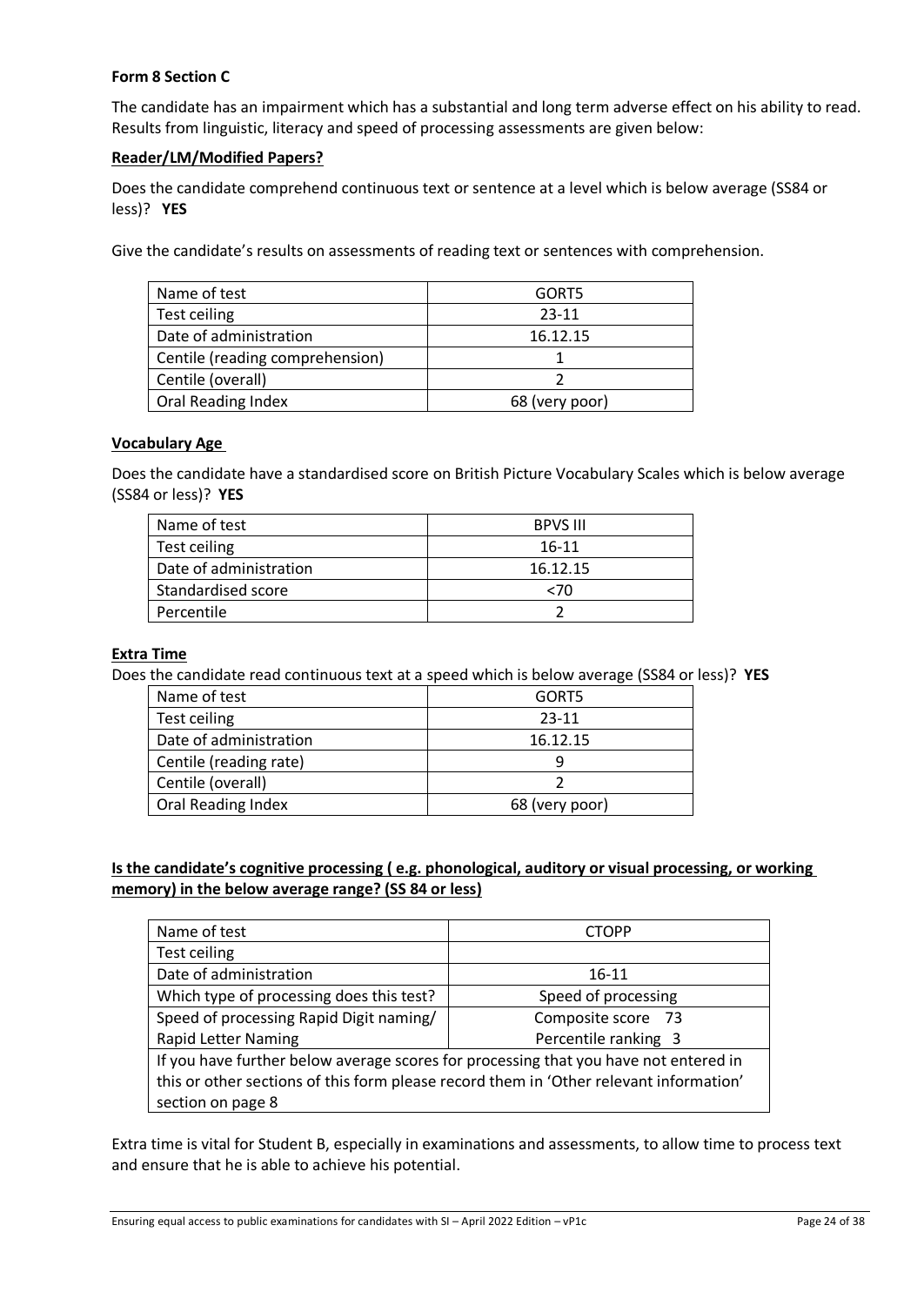**Form 8 Section C**

The candidate has an impairment which has a substantial and long term adverse effect on his ability to read. Results from linguistic, literacy and speed of processing assessments are given below:

**Reader/LM/Modified Papers?**

Does the candidate comprehend continuous text or sentence at a level which is below average (SS84 or less)? **YES**

Give the candidate's results on assessments of reading text or sentences with comprehension.

| Name of test | GORT5 |
|---|---|
| Test ceiling | 23-11 |
| Date of administration | 16.12.15 |
| Centile (reading comprehension) | 1 |
| Centile (overall) | 2 |
| Oral Reading Index | 68 (very poor) |

**Vocabulary Age**

Does the candidate have a standardised score on British Picture Vocabulary Scales which is below average (SS84 or less)? **YES**

| Name of test | BPVS III |
|---|---|
| Test ceiling | 16-11 |
| Date of administration | 16.12.15 |
| Standardised score | <70 |
| Percentile | 2 |

**Extra Time**

Does the candidate read continuous text at a speed which is below average (SS84 or less)? **YES**

| Name of test | GORT5 |
|---|---|
| Test ceiling | 23-11 |
| Date of administration | 16.12.15 |
| Centile (reading rate) | 9 |
| Centile (overall) | 2 |
| Oral Reading Index | 68 (very poor) |

**Is the candidate's cognitive processing ( e.g. phonological, auditory or visual processing, or working memory) in the below average range? (SS 84 or less)**

| Name of test | CTOPP |
|---|---|
| Test ceiling | |
| Date of administration | 16-11 |
| Which type of processing does this test? | Speed of processing |
| Speed of processing Rapid Digit naming/ Rapid Letter Naming | Composite score 73<br>Percentile ranking 3 |
| If you have further below average scores for processing that you have not entered in this or other sections of this form please record them in 'Other relevant information' section on page 8 | |

Extra time is vital for Student B, especially in examinations and assessments, to allow time to process text and ensure that he is able to achieve his potential.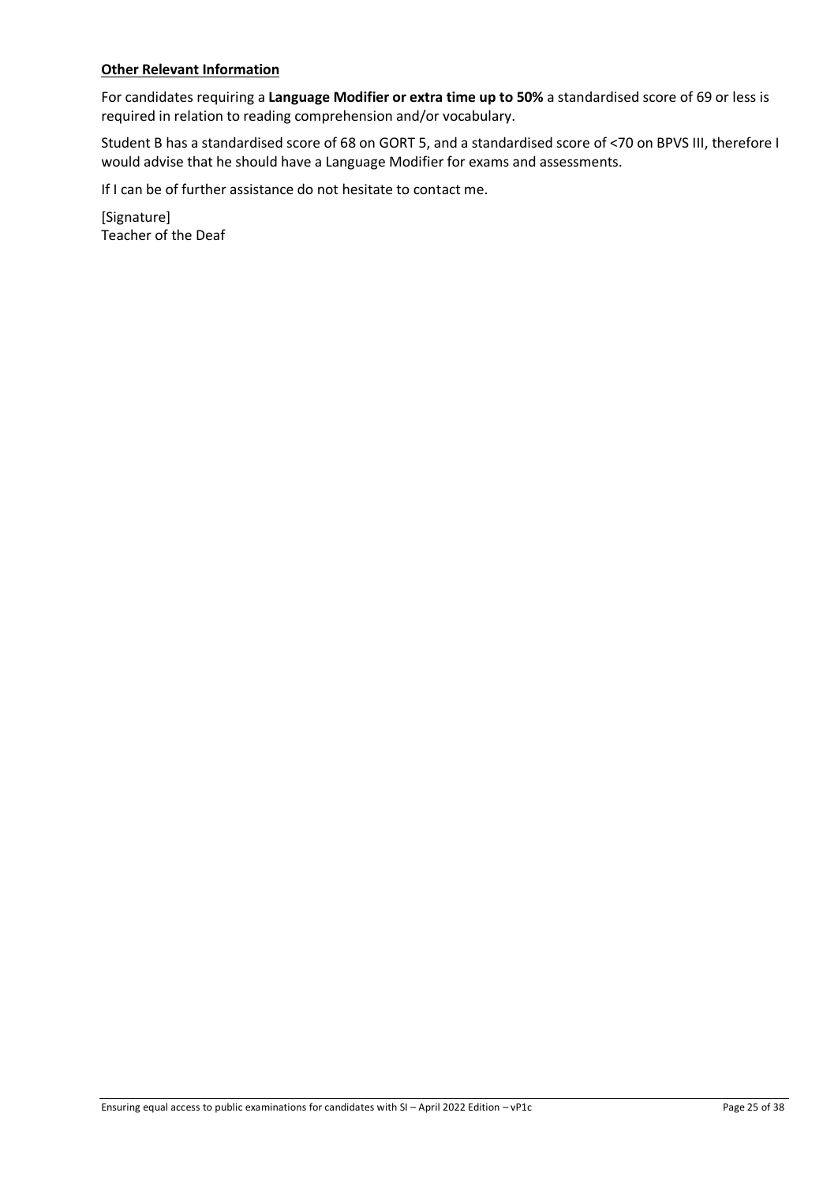**Other Relevant Information**

For candidates requiring a **Language Modifier or extra time up to 50%** a standardised score of 69 or less is required in relation to reading comprehension and/or vocabulary.

Student B has a standardised score of 68 on GORT 5, and a standardised score of <70 on BPVS III, therefore I would advise that he should have a Language Modifier for exams and assessments.

If I can be of further assistance do not hesitate to contact me.

[Signature]
Teacher of the Deaf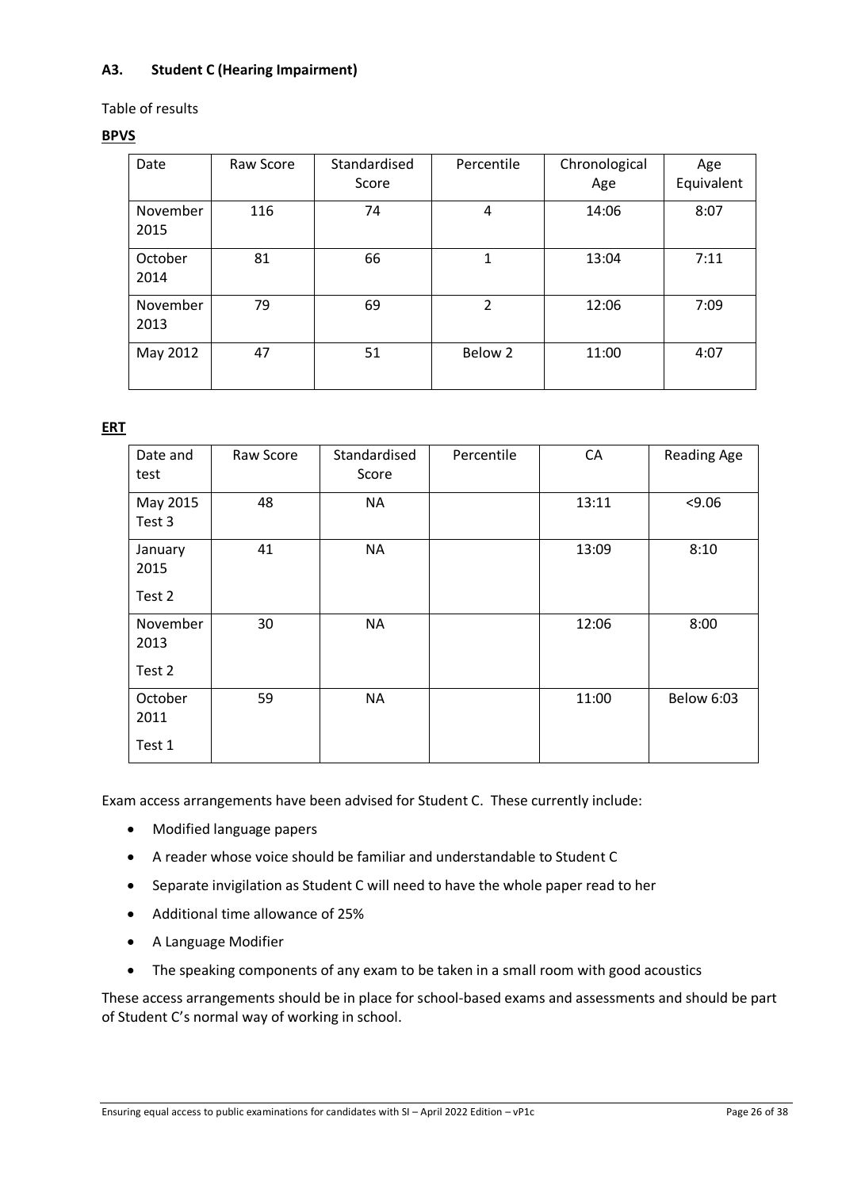### A3. Student C (Hearing Impairment)

Table of results

**BPVS**

| Date | Raw Score | Standardised Score | Percentile | Chronological Age | Age Equivalent |
|---|---|---|---|---|---|
| November 2015 | 116 | 74 | 4 | 14:06 | 8:07 |
| October 2014 | 81 | 66 | 1 | 13:04 | 7:11 |
| November 2013 | 79 | 69 | 2 | 12:06 | 7:09 |
| May 2012 | 47 | 51 | Below 2 | 11:00 | 4:07 |

**ERT**

| Date and test | Raw Score | Standardised Score | Percentile | CA | Reading Age |
|---|---|---|---|---|---|
| May 2015 Test 3 | 48 | NA | | 13:11 | <9.06 |
| January 2015 Test 2 | 41 | NA | | 13:09 | 8:10 |
| November 2013 Test 2 | 30 | NA | | 12:06 | 8:00 |
| October 2011 Test 1 | 59 | NA | | 11:00 | Below 6:03 |

Exam access arrangements have been advised for Student C. These currently include:

- Modified language papers
- A reader whose voice should be familiar and understandable to Student C
- Separate invigilation as Student C will need to have the whole paper read to her
- Additional time allowance of 25%
- A Language Modifier
- The speaking components of any exam to be taken in a small room with good acoustics

These access arrangements should be in place for school-based exams and assessments and should be part of Student C's normal way of working in school.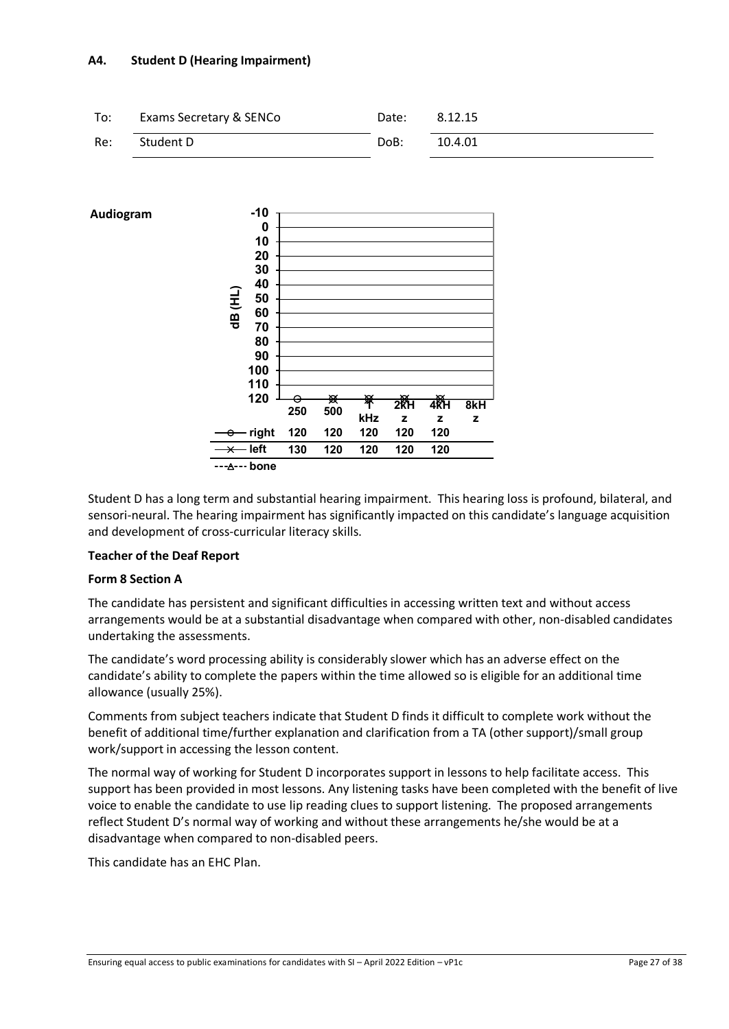### A4. Student D (Hearing Impairment)

| To: | Exams Secretary & SENCo | Date: | 8.12.15 |
|---|---|---|---|
| Re: | Student D | DoB: | 10.4.01 |

**Audiogram**

| | 250 | 500 | 1 kHz | 2kHz | 4kHz | 8kHz |
|---|---|---|---|---|---|---|
| right | 120 | 120 | 120 | 120 | 120 | |
| left | 130 | 120 | 120 | 120 | 120 | |
| bone | | | | | | |

Student D has a long term and substantial hearing impairment. This hearing loss is profound, bilateral, and sensori-neural. The hearing impairment has significantly impacted on this candidate's language acquisition and development of cross-curricular literacy skills.

**Teacher of the Deaf Report**

**Form 8 Section A**

The candidate has persistent and significant difficulties in accessing written text and without access arrangements would be at a substantial disadvantage when compared with other, non-disabled candidates undertaking the assessments.

The candidate's word processing ability is considerably slower which has an adverse effect on the candidate's ability to complete the papers within the time allowed so is eligible for an additional time allowance (usually 25%).

Comments from subject teachers indicate that Student D finds it difficult to complete work without the benefit of additional time/further explanation and clarification from a TA (other support)/small group work/support in accessing the lesson content.

The normal way of working for Student D incorporates support in lessons to help facilitate access. This support has been provided in most lessons. Any listening tasks have been completed with the benefit of live voice to enable the candidate to use lip reading clues to support listening. The proposed arrangements reflect Student D's normal way of working and without these arrangements he/she would be at a disadvantage when compared to non-disabled peers.

This candidate has an EHC Plan.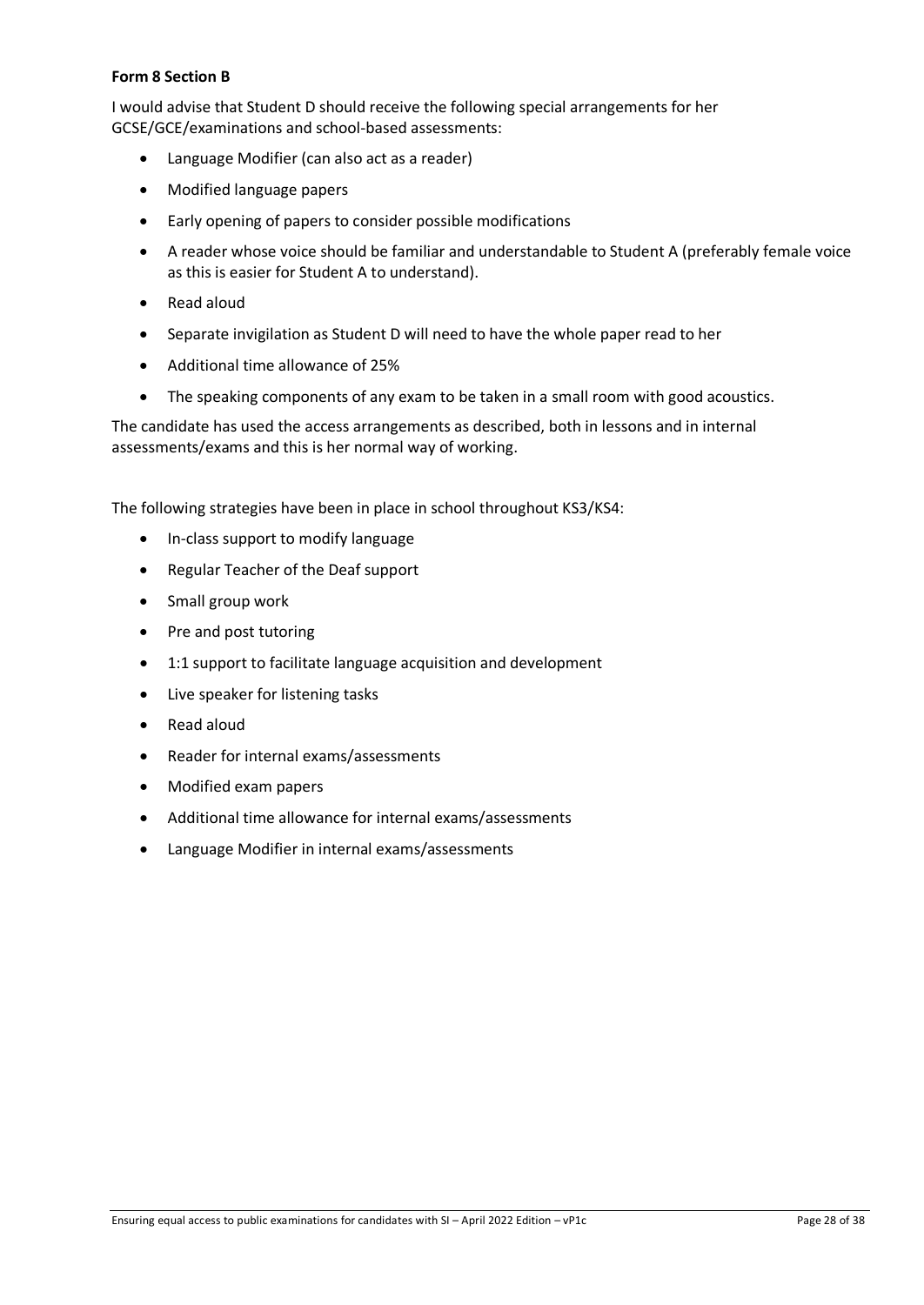**Form 8 Section B**

I would advise that Student D should receive the following special arrangements for her GCSE/GCE/examinations and school-based assessments:

- Language Modifier (can also act as a reader)
- Modified language papers
- Early opening of papers to consider possible modifications
- A reader whose voice should be familiar and understandable to Student A (preferably female voice as this is easier for Student A to understand).
- Read aloud
- Separate invigilation as Student D will need to have the whole paper read to her
- Additional time allowance of 25%
- The speaking components of any exam to be taken in a small room with good acoustics.

The candidate has used the access arrangements as described, both in lessons and in internal assessments/exams and this is her normal way of working.

The following strategies have been in place in school throughout KS3/KS4:

- In-class support to modify language
- Regular Teacher of the Deaf support
- Small group work
- Pre and post tutoring
- 1:1 support to facilitate language acquisition and development
- Live speaker for listening tasks
- Read aloud
- Reader for internal exams/assessments
- Modified exam papers
- Additional time allowance for internal exams/assessments
- Language Modifier in internal exams/assessments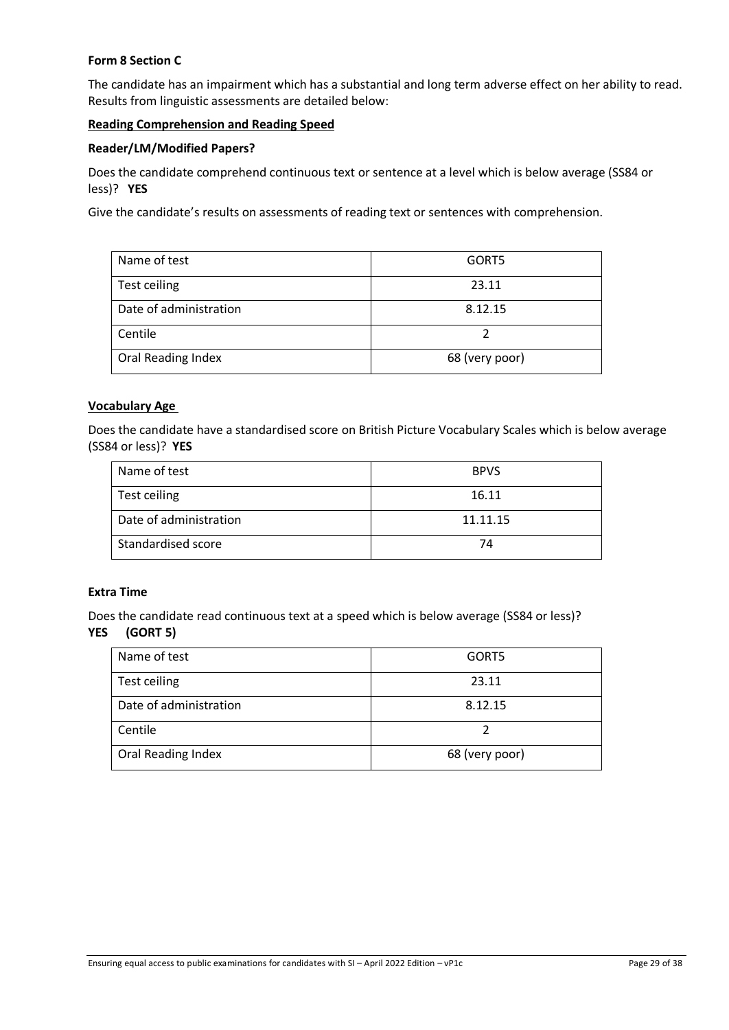**Form 8 Section C**

The candidate has an impairment which has a substantial and long term adverse effect on her ability to read. Results from linguistic assessments are detailed below:

**Reading Comprehension and Reading Speed**

**Reader/LM/Modified Papers?**

Does the candidate comprehend continuous text or sentence at a level which is below average (SS84 or less)? **YES**

Give the candidate's results on assessments of reading text or sentences with comprehension.

| Name of test | GORT5 |
|---|---|
| Test ceiling | 23.11 |
| Date of administration | 8.12.15 |
| Centile | 2 |
| Oral Reading Index | 68 (very poor) |

**Vocabulary Age**

Does the candidate have a standardised score on British Picture Vocabulary Scales which is below average (SS84 or less)? **YES**

| Name of test | BPVS |
|---|---|
| Test ceiling | 16.11 |
| Date of administration | 11.11.15 |
| Standardised score | 74 |

**Extra Time**

Does the candidate read continuous text at a speed which is below average (SS84 or less)?
**YES (GORT 5)**

| Name of test | GORT5 |
|---|---|
| Test ceiling | 23.11 |
| Date of administration | 8.12.15 |
| Centile | 2 |
| Oral Reading Index | 68 (very poor) |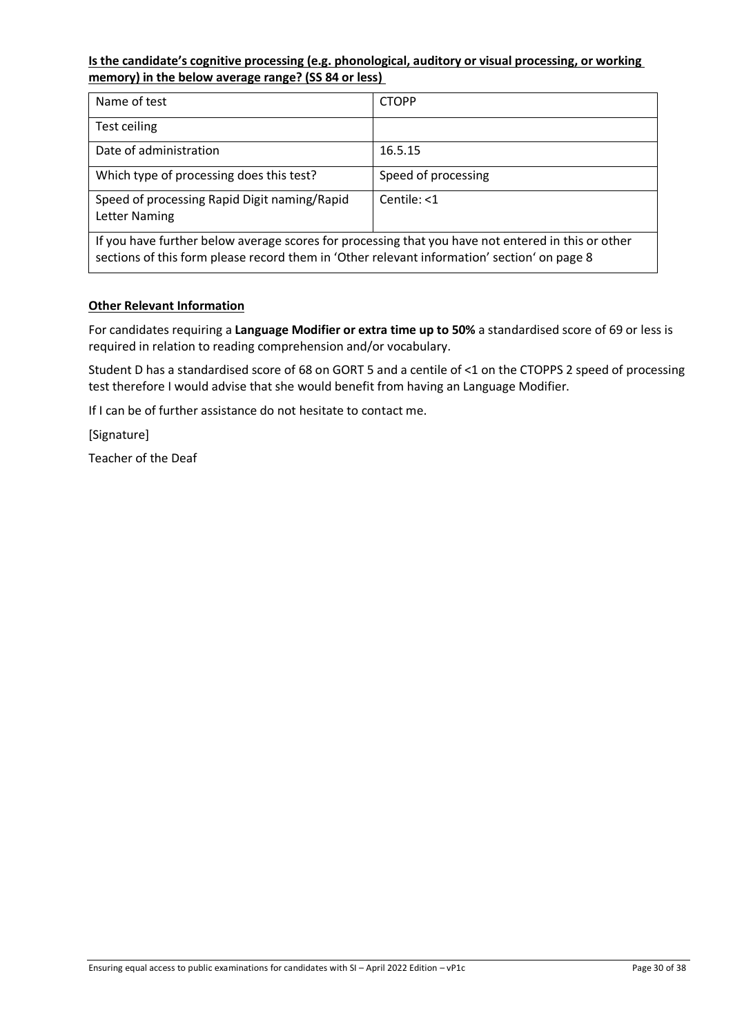**Is the candidate's cognitive processing (e.g. phonological, auditory or visual processing, or working memory) in the below average range? (SS 84 or less)**

| Name of test | CTOPP |
|---|---|
| Test ceiling | |
| Date of administration | 16.5.15 |
| Which type of processing does this test? | Speed of processing |
| Speed of processing Rapid Digit naming/Rapid Letter Naming | Centile: <1 |
| If you have further below average scores for processing that you have not entered in this or other sections of this form please record them in 'Other relevant information' section' on page 8 | |

**Other Relevant Information**

For candidates requiring a **Language Modifier or extra time up to 50%** a standardised score of 69 or less is required in relation to reading comprehension and/or vocabulary.

Student D has a standardised score of 68 on GORT 5 and a centile of <1 on the CTOPPS 2 speed of processing test therefore I would advise that she would benefit from having an Language Modifier.

If I can be of further assistance do not hesitate to contact me.

[Signature]

Teacher of the Deaf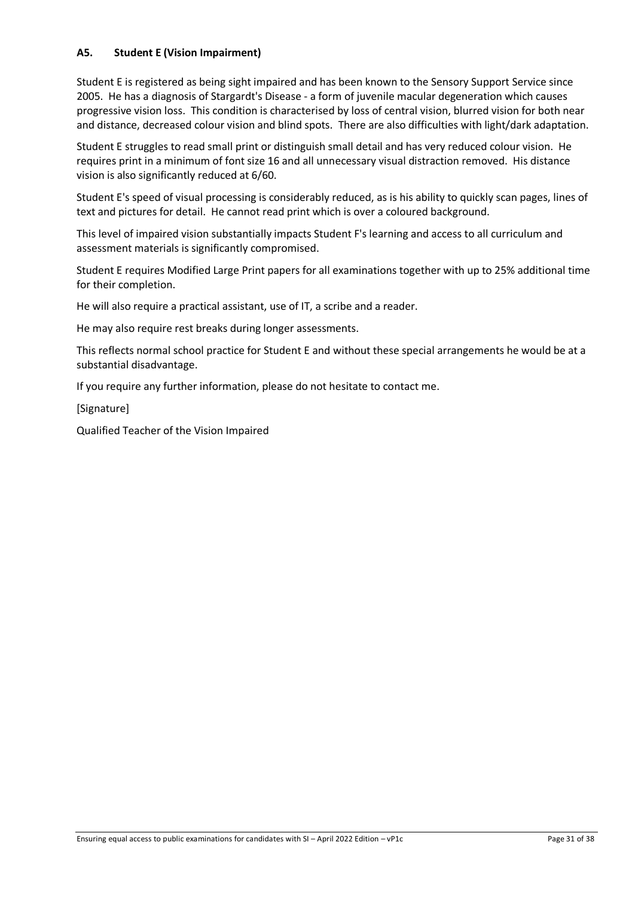### A5. Student E (Vision Impairment)

Student E is registered as being sight impaired and has been known to the Sensory Support Service since 2005. He has a diagnosis of Stargardt's Disease - a form of juvenile macular degeneration which causes progressive vision loss. This condition is characterised by loss of central vision, blurred vision for both near and distance, decreased colour vision and blind spots. There are also difficulties with light/dark adaptation.

Student E struggles to read small print or distinguish small detail and has very reduced colour vision. He requires print in a minimum of font size 16 and all unnecessary visual distraction removed. His distance vision is also significantly reduced at 6/60.

Student E's speed of visual processing is considerably reduced, as is his ability to quickly scan pages, lines of text and pictures for detail. He cannot read print which is over a coloured background.

This level of impaired vision substantially impacts Student F's learning and access to all curriculum and assessment materials is significantly compromised.

Student E requires Modified Large Print papers for all examinations together with up to 25% additional time for their completion.

He will also require a practical assistant, use of IT, a scribe and a reader.

He may also require rest breaks during longer assessments.

This reflects normal school practice for Student E and without these special arrangements he would be at a substantial disadvantage.

If you require any further information, please do not hesitate to contact me.

[Signature]

Qualified Teacher of the Vision Impaired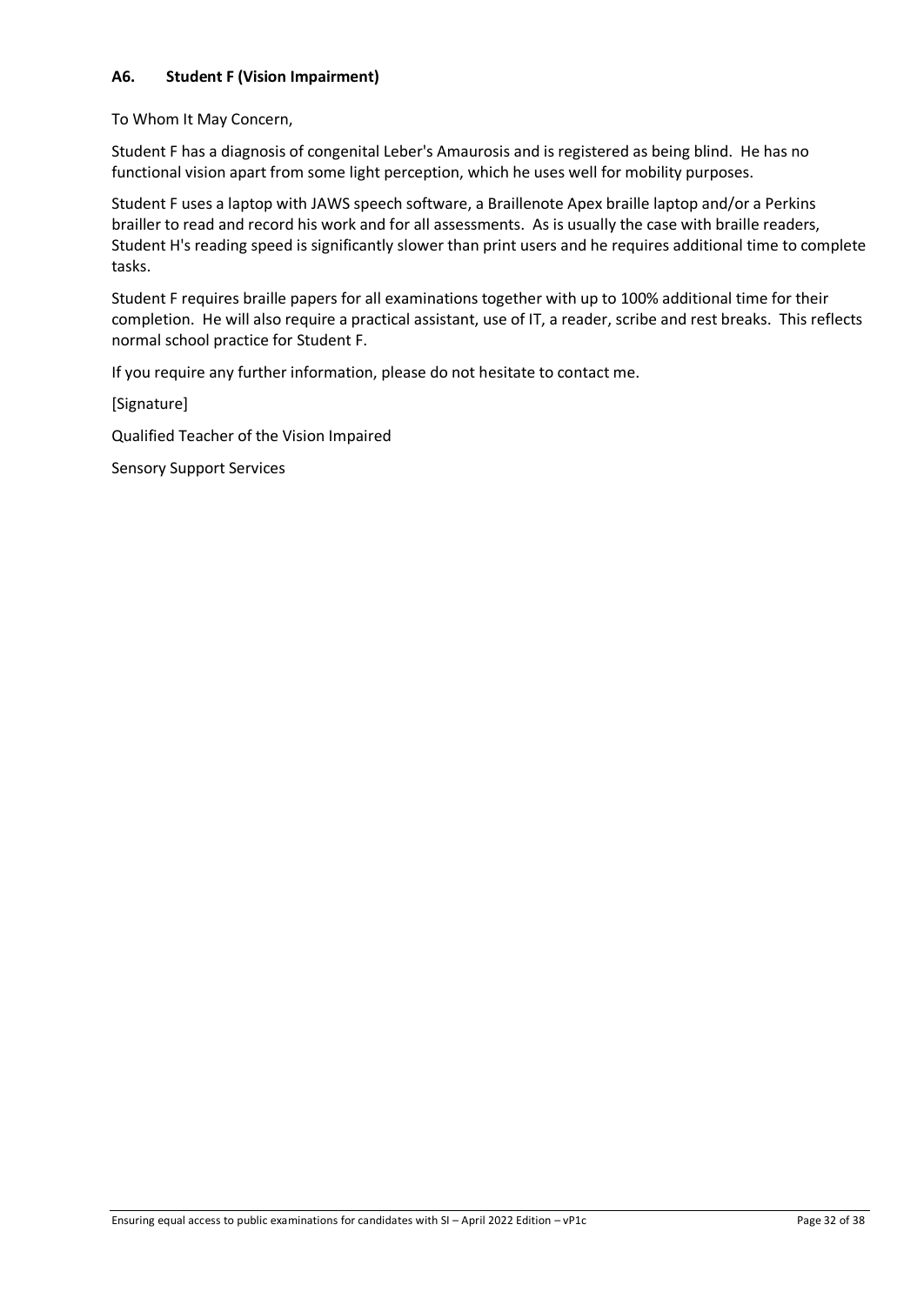### A6. Student F (Vision Impairment)

To Whom It May Concern,

Student F has a diagnosis of congenital Leber's Amaurosis and is registered as being blind. He has no functional vision apart from some light perception, which he uses well for mobility purposes.

Student F uses a laptop with JAWS speech software, a Braillenote Apex braille laptop and/or a Perkins brailler to read and record his work and for all assessments. As is usually the case with braille readers, Student H's reading speed is significantly slower than print users and he requires additional time to complete tasks.

Student F requires braille papers for all examinations together with up to 100% additional time for their completion. He will also require a practical assistant, use of IT, a reader, scribe and rest breaks. This reflects normal school practice for Student F.

If you require any further information, please do not hesitate to contact me.

[Signature]

Qualified Teacher of the Vision Impaired

Sensory Support Services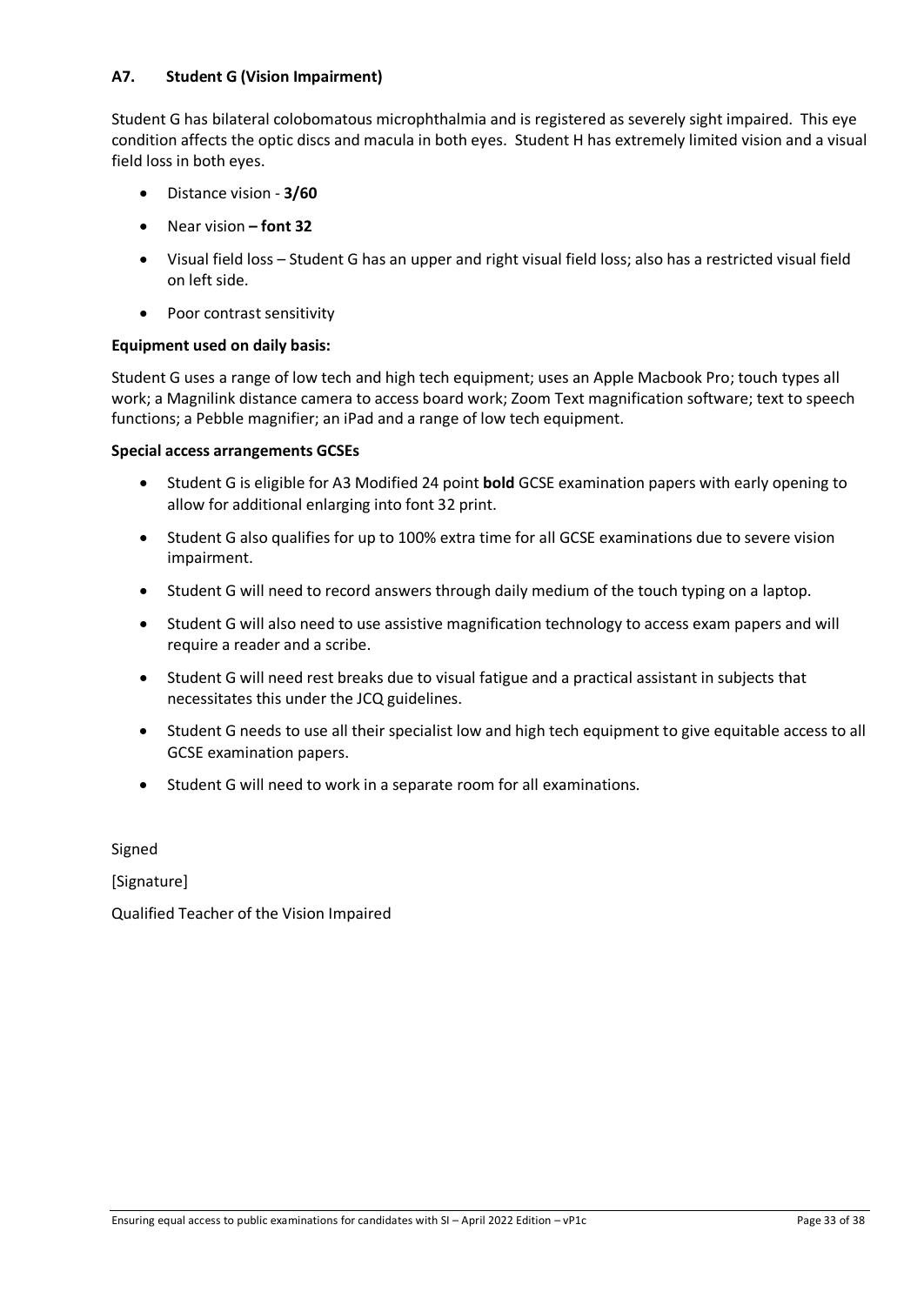### A7. Student G (Vision Impairment)

Student G has bilateral colobomatous microphthalmia and is registered as severely sight impaired. This eye condition affects the optic discs and macula in both eyes. Student H has extremely limited vision and a visual field loss in both eyes.

- Distance vision - **3/60**
- Near vision **– font 32**
- Visual field loss – Student G has an upper and right visual field loss; also has a restricted visual field on left side.
- Poor contrast sensitivity

**Equipment used on daily basis:**

Student G uses a range of low tech and high tech equipment; uses an Apple Macbook Pro; touch types all work; a Magnilink distance camera to access board work; Zoom Text magnification software; text to speech functions; a Pebble magnifier; an iPad and a range of low tech equipment.

**Special access arrangements GCSEs**

- Student G is eligible for A3 Modified 24 point **bold** GCSE examination papers with early opening to allow for additional enlarging into font 32 print.
- Student G also qualifies for up to 100% extra time for all GCSE examinations due to severe vision impairment.
- Student G will need to record answers through daily medium of the touch typing on a laptop.
- Student G will also need to use assistive magnification technology to access exam papers and will require a reader and a scribe.
- Student G will need rest breaks due to visual fatigue and a practical assistant in subjects that necessitates this under the JCQ guidelines.
- Student G needs to use all their specialist low and high tech equipment to give equitable access to all GCSE examination papers.
- Student G will need to work in a separate room for all examinations.

Signed

[Signature]

Qualified Teacher of the Vision Impaired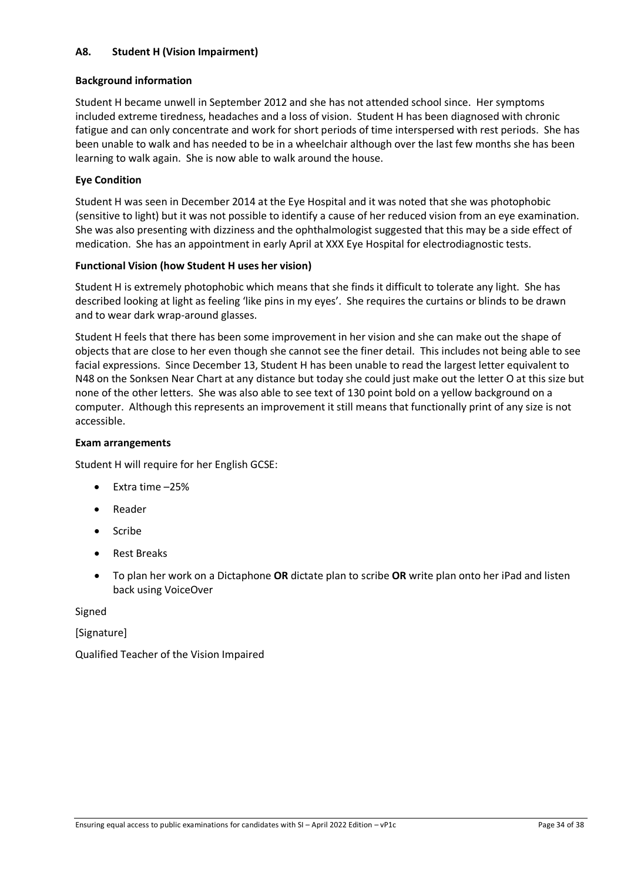### A8. Student H (Vision Impairment)

**Background information**

Student H became unwell in September 2012 and she has not attended school since. Her symptoms included extreme tiredness, headaches and a loss of vision. Student H has been diagnosed with chronic fatigue and can only concentrate and work for short periods of time interspersed with rest periods. She has been unable to walk and has needed to be in a wheelchair although over the last few months she has been learning to walk again. She is now able to walk around the house.

**Eye Condition**

Student H was seen in December 2014 at the Eye Hospital and it was noted that she was photophobic (sensitive to light) but it was not possible to identify a cause of her reduced vision from an eye examination. She was also presenting with dizziness and the ophthalmologist suggested that this may be a side effect of medication. She has an appointment in early April at XXX Eye Hospital for electrodiagnostic tests.

**Functional Vision (how Student H uses her vision)**

Student H is extremely photophobic which means that she finds it difficult to tolerate any light. She has described looking at light as feeling 'like pins in my eyes'. She requires the curtains or blinds to be drawn and to wear dark wrap-around glasses.

Student H feels that there has been some improvement in her vision and she can make out the shape of objects that are close to her even though she cannot see the finer detail. This includes not being able to see facial expressions. Since December 13, Student H has been unable to read the largest letter equivalent to N48 on the Sonksen Near Chart at any distance but today she could just make out the letter O at this size but none of the other letters. She was also able to see text of 130 point bold on a yellow background on a computer. Although this represents an improvement it still means that functionally print of any size is not accessible.

**Exam arrangements**

Student H will require for her English GCSE:

- Extra time –25%
- Reader
- Scribe
- Rest Breaks
- To plan her work on a Dictaphone **OR** dictate plan to scribe **OR** write plan onto her iPad and listen back using VoiceOver

Signed

[Signature]

Qualified Teacher of the Vision Impaired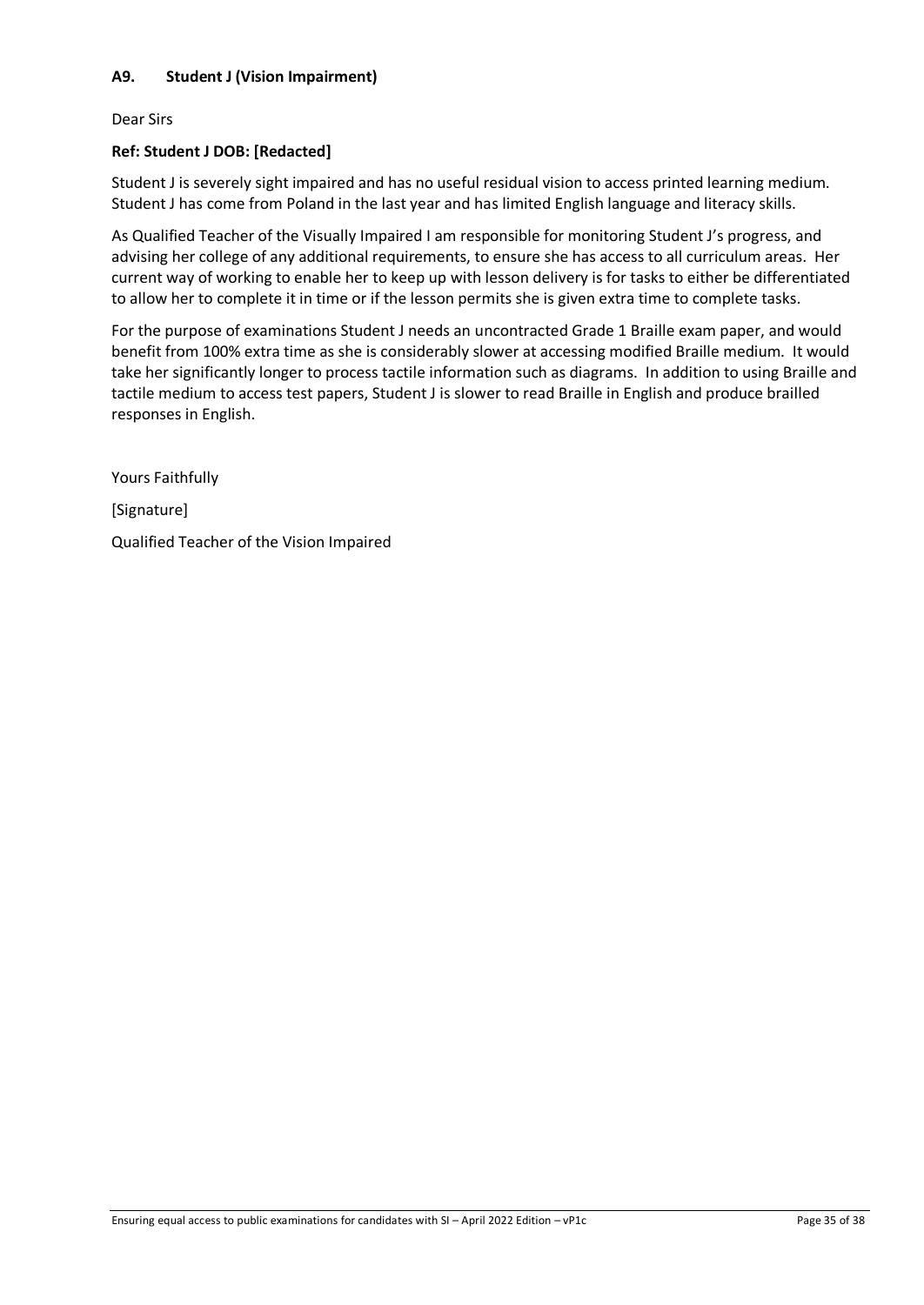### A9. Student J (Vision Impairment)

Dear Sirs

**Ref: Student J DOB: [Redacted]**

Student J is severely sight impaired and has no useful residual vision to access printed learning medium. Student J has come from Poland in the last year and has limited English language and literacy skills.

As Qualified Teacher of the Visually Impaired I am responsible for monitoring Student J's progress, and advising her college of any additional requirements, to ensure she has access to all curriculum areas. Her current way of working to enable her to keep up with lesson delivery is for tasks to either be differentiated to allow her to complete it in time or if the lesson permits she is given extra time to complete tasks.

For the purpose of examinations Student J needs an uncontracted Grade 1 Braille exam paper, and would benefit from 100% extra time as she is considerably slower at accessing modified Braille medium. It would take her significantly longer to process tactile information such as diagrams. In addition to using Braille and tactile medium to access test papers, Student J is slower to read Braille in English and produce brailled responses in English.

Yours Faithfully

[Signature]

Qualified Teacher of the Vision Impaired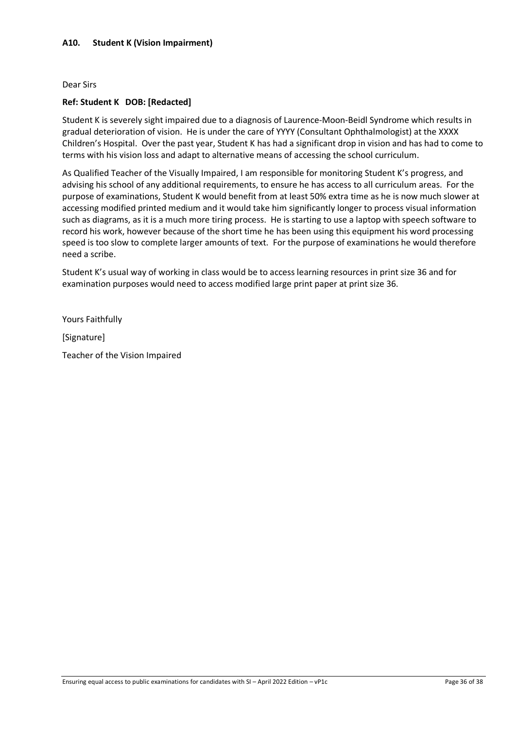### A10. Student K (Vision Impairment)

Dear Sirs

**Ref: Student K DOB: [Redacted]**

Student K is severely sight impaired due to a diagnosis of Laurence-Moon-Beidl Syndrome which results in gradual deterioration of vision. He is under the care of YYYY (Consultant Ophthalmologist) at the XXXX Children's Hospital. Over the past year, Student K has had a significant drop in vision and has had to come to terms with his vision loss and adapt to alternative means of accessing the school curriculum.

As Qualified Teacher of the Visually Impaired, I am responsible for monitoring Student K's progress, and advising his school of any additional requirements, to ensure he has access to all curriculum areas. For the purpose of examinations, Student K would benefit from at least 50% extra time as he is now much slower at accessing modified printed medium and it would take him significantly longer to process visual information such as diagrams, as it is a much more tiring process. He is starting to use a laptop with speech software to record his work, however because of the short time he has been using this equipment his word processing speed is too slow to complete larger amounts of text. For the purpose of examinations he would therefore need a scribe.

Student K's usual way of working in class would be to access learning resources in print size 36 and for examination purposes would need to access modified large print paper at print size 36.

Yours Faithfully

[Signature]

Teacher of the Vision Impaired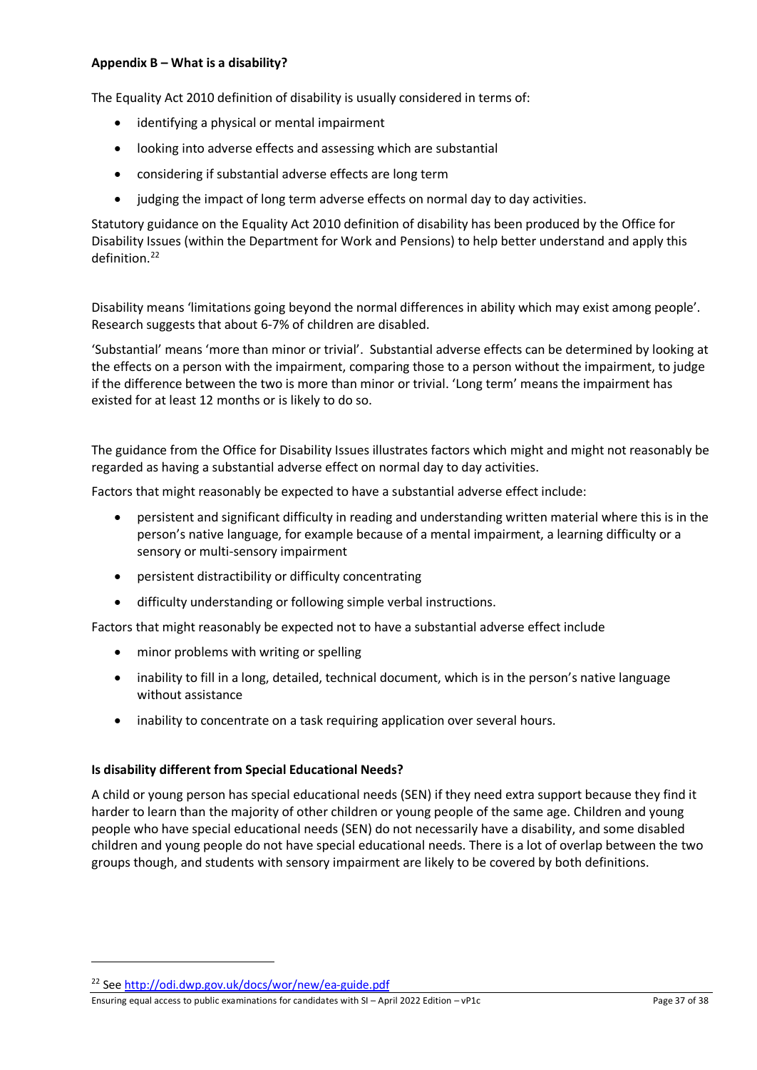**Appendix B – What is a disability?**

The Equality Act 2010 definition of disability is usually considered in terms of:

- identifying a physical or mental impairment
- looking into adverse effects and assessing which are substantial
- considering if substantial adverse effects are long term
- judging the impact of long term adverse effects on normal day to day activities.

Statutory guidance on the Equality Act 2010 definition of disability has been produced by the Office for Disability Issues (within the Department for Work and Pensions) to help better understand and apply this definition.[22]

Disability means 'limitations going beyond the normal differences in ability which may exist among people'. Research suggests that about 6-7% of children are disabled.

'Substantial' means 'more than minor or trivial'. Substantial adverse effects can be determined by looking at the effects on a person with the impairment, comparing those to a person without the impairment, to judge if the difference between the two is more than minor or trivial. 'Long term' means the impairment has existed for at least 12 months or is likely to do so.

The guidance from the Office for Disability Issues illustrates factors which might and might not reasonably be regarded as having a substantial adverse effect on normal day to day activities.

Factors that might reasonably be expected to have a substantial adverse effect include:

- persistent and significant difficulty in reading and understanding written material where this is in the person's native language, for example because of a mental impairment, a learning difficulty or a sensory or multi-sensory impairment
- persistent distractibility or difficulty concentrating
- difficulty understanding or following simple verbal instructions.

Factors that might reasonably be expected not to have a substantial adverse effect include

- minor problems with writing or spelling
- inability to fill in a long, detailed, technical document, which is in the person's native language without assistance
- inability to concentrate on a task requiring application over several hours.

**Is disability different from Special Educational Needs?**

A child or young person has special educational needs (SEN) if they need extra support because they find it harder to learn than the majority of other children or young people of the same age. Children and young people who have special educational needs (SEN) do not necessarily have a disability, and some disabled children and young people do not have special educational needs. There is a lot of overlap between the two groups though, and students with sensory impairment are likely to be covered by both definitions.

[22] See http://odi.dwp.gov.uk/docs/wor/new/ea-guide.pdf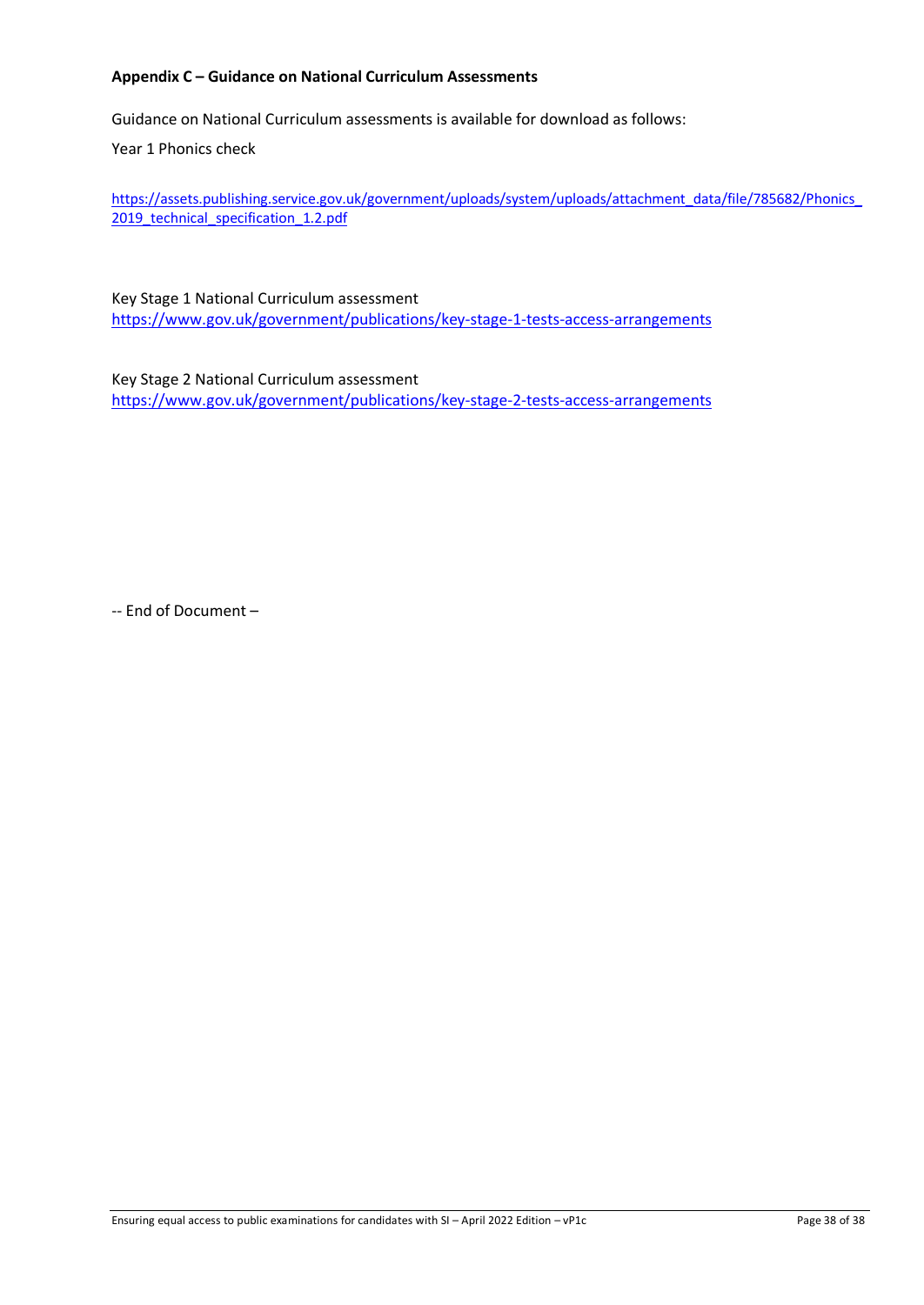**Appendix C – Guidance on National Curriculum Assessments**

Guidance on National Curriculum assessments is available for download as follows:

Year 1 Phonics check

https://assets.publishing.service.gov.uk/government/uploads/system/uploads/attachment_data/file/785682/Phonics_2019_technical_specification_1.2.pdf

Key Stage 1 National Curriculum assessment
https://www.gov.uk/government/publications/key-stage-1-tests-access-arrangements

Key Stage 2 National Curriculum assessment
https://www.gov.uk/government/publications/key-stage-2-tests-access-arrangements

-- End of Document –